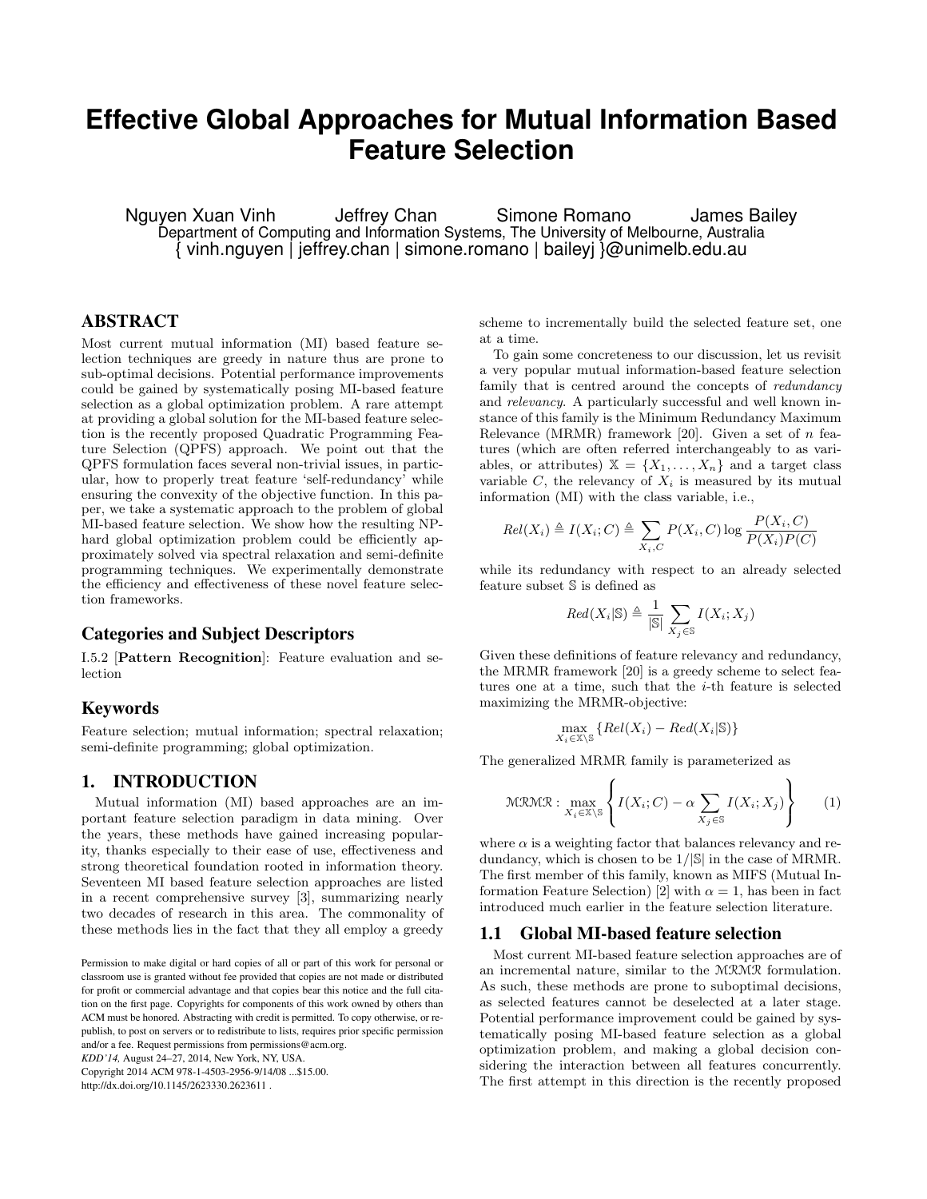# Effective Global Approaches for Mutual Information Based Feature Selection

Nguyen Xuan Vinh Jeffrey Chan Simone Romano James Bailey
Department of Computing and Information Systems, The University of Melbourne, Australia
{ vinh.nguyen | jeffrey.chan | simone.romano | baileyj }@unimelb.edu.au

## ABSTRACT

Most current mutual information (MI) based feature selection techniques are greedy in nature thus are prone to sub-optimal decisions. Potential performance improvements could be gained by systematically posing MI-based feature selection as a global optimization problem. A rare attempt at providing a global solution for the MI-based feature selection is the recently proposed Quadratic Programming Feature Selection (QPFS) approach. We point out that the QPFS formulation faces several non-trivial issues, in particular, how to properly treat feature 'self-redundancy' while ensuring the convexity of the objective function. In this paper, we take a systematic approach to the problem of global MI-based feature selection. We show how the resulting NP-hard global optimization problem could be efficiently approximately solved via spectral relaxation and semi-definite programming techniques. We experimentally demonstrate the efficiency and effectiveness of these novel feature selection frameworks.

### Categories and Subject Descriptors

I.5.2 [**Pattern Recognition**]: Feature evaluation and selection

### Keywords

Feature selection; mutual information; spectral relaxation; semi-definite programming; global optimization.

## 1. INTRODUCTION

Mutual information (MI) based approaches are an important feature selection paradigm in data mining. Over the years, these methods have gained increasing popularity, thanks especially to their ease of use, effectiveness and strong theoretical foundation rooted in information theory. Seventeen MI based feature selection approaches are listed in a recent comprehensive survey [3], summarizing nearly two decades of research in this area. The commonality of these methods lies in the fact that they all employ a greedy scheme to incrementally build the selected feature set, one at a time.

To gain some concreteness to our discussion, let us revisit a very popular mutual information-based feature selection family that is centred around the concepts of *redundancy* and *relevancy*. A particularly successful and well known instance of this family is the Minimum Redundancy Maximum Relevance (MRMR) framework [20]. Given a set of $n$ features (which are often referred interchangeably to as variables, or attributes) $\mathbb{X} = \{X_1, \ldots, X_n\}$ and a target class variable $C$, the relevancy of $X_i$ is measured by its mutual information (MI) with the class variable, i.e.,

$$Rel(X_i) \triangleq I(X_i; C) \triangleq \sum_{X_i, C} P(X_i, C) \log \frac{P(X_i, C)}{P(X_i)P(C)}$$

while its redundancy with respect to an already selected feature subset $\mathbb{S}$ is defined as

$$Red(X_i|\mathbb{S}) \triangleq \frac{1}{|\mathbb{S}|} \sum_{X_j \in \mathbb{S}} I(X_i; X_j)$$

Given these definitions of feature relevancy and redundancy, the MRMR framework [20] is a greedy scheme to select features one at a time, such that the $i$-th feature is selected maximizing the MRMR-objective:

$$\max_{X_i \in \mathbb{X} \setminus \mathbb{S}} \{Rel(X_i) - Red(X_i|\mathbb{S})\}$$

The generalized MRMR family is parameterized as

$$\mathcal{MRMR}: \max_{X_i \in \mathbb{X} \setminus \mathbb{S}} \left\{ I(X_i; C) - \alpha \sum_{X_j \in \mathbb{S}} I(X_i; X_j) \right\} \quad (1)$$

where $\alpha$ is a weighting factor that balances relevancy and redundancy, which is chosen to be $1/|\mathbb{S}|$ in the case of MRMR. The first member of this family, known as MIFS (Mutual Information Feature Selection) [2] with $\alpha = 1$, has been in fact introduced much earlier in the feature selection literature.

### 1.1 Global MI-based feature selection

Most current MI-based feature selection approaches are of an incremental nature, similar to the $\mathcal{MRMR}$ formulation. As such, these methods are prone to suboptimal decisions, as selected features cannot be deselected at a later stage. Potential performance improvement could be gained by systematically posing MI-based feature selection as a global optimization problem, and making a global decision considering the interaction between all features concurrently. The first attempt in this direction is the recently proposed

Permission to make digital or hard copies of all or part of this work for personal or classroom use is granted without fee provided that copies are not made or distributed for profit or commercial advantage and that copies bear this notice and the full citation on the first page. Copyrights for components of this work owned by others than ACM must be honored. Abstracting with credit is permitted. To copy otherwise, or republish, to post on servers or to redistribute to lists, requires prior specific permission and/or a fee. Request permissions from permissions@acm.org.
*KDD'14,* August 24–27, 2014, New York, NY, USA.
Copyright 2014 ACM 978-1-4503-2956-9/14/08 ...$15.00.
http://dx.doi.org/10.1145/2623330.2623611 .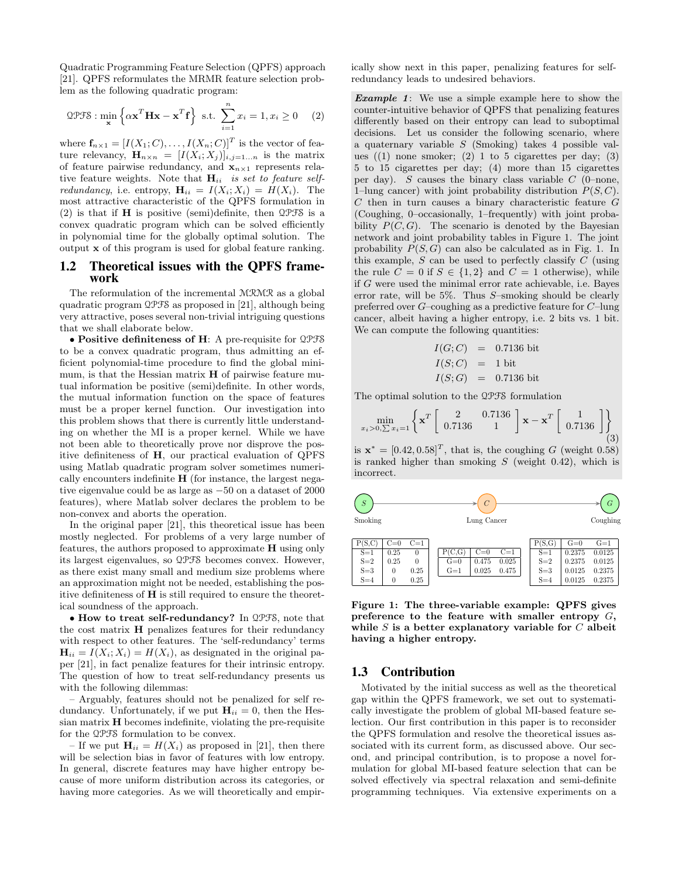Quadratic Programming Feature Selection (QPFS) approach [21]. QPFS reformulates the MRMR feature selection problem as the following quadratic program:

$$\mathcal{QPFS}: \min_{\mathbf{x}} \left\{ \alpha \mathbf{x}^T \mathbf{H} \mathbf{x} - \mathbf{x}^T \mathbf{f} \right\} \text{ s.t. } \sum_{i=1}^{n} x_i = 1, x_i \geq 0 \quad (2)$$

where $\mathbf{f}_{n\times 1} = [I(X_1;C), \ldots, I(X_n;C)]^T$ is the vector of feature relevancy, $\mathbf{H}_{n\times n} = [I(X_i;X_j)]_{i,j=1\ldots n}$ is the matrix of feature pairwise redundancy, and $\mathbf{x}_{n\times 1}$ represents relative feature weights. Note that $\mathbf{H}_{ii}$ *is set to feature self-redundancy*, i.e. entropy, $\mathbf{H}_{ii} = I(X_i;X_i) = H(X_i)$. The most attractive characteristic of the QPFS formulation in (2) is that if $\mathbf{H}$ is positive (semi)definite, then $\mathcal{QPFS}$ is a convex quadratic program which can be solved efficiently in polynomial time for the globally optimal solution. The output $\mathbf{x}$ of this program is used for global feature ranking.

## 1.2 Theoretical issues with the QPFS framework

The reformulation of the incremental $\mathcal{MRMR}$ as a global quadratic program $\mathcal{QPFS}$ as proposed in [21], although being very attractive, poses several non-trivial intriguing questions that we shall elaborate below.

• **Positive definiteness of H**: A pre-requisite for $\mathcal{QPFS}$ to be a convex quadratic program, thus admitting an efficient polynomial-time procedure to find the global minimum, is that the Hessian matrix $\mathbf{H}$ of pairwise feature mutual information be positive (semi)definite. In other words, the mutual information function on the space of features must be a proper kernel function. Our investigation into this problem shows that there is currently little understanding on whether the MI is a proper kernel. While we have not been able to theoretically prove nor disprove the positive definiteness of $\mathbf{H}$, our practical evaluation of QPFS using Matlab quadratic program solver sometimes numerically encounters indefinite $\mathbf{H}$ (for instance, the largest negative eigenvalue could be as large as $-50$ on a dataset of 2000 features), where Matlab solver declares the problem to be non-convex and aborts the operation.

In the original paper [21], this theoretical issue has been mostly neglected. For problems of a very large number of features, the authors proposed to approximate $\mathbf{H}$ using only its largest eigenvalues, so $\mathcal{QPFS}$ becomes convex. However, as there exist many small and medium size problems where an approximation might not be needed, establishing the positive definiteness of $\mathbf{H}$ is still required to ensure the theoretical soundness of the approach.

• **How to treat self-redundancy?** In $\mathcal{QPFS}$, note that the cost matrix $\mathbf{H}$ penalizes features for their redundancy with respect to other features. The 'self-redundancy' terms $\mathbf{H}_{ii} = I(X_i;X_i) = H(X_i)$, as designated in the original paper [21], in fact penalize features for their intrinsic entropy. The question of how to treat self-redundancy presents us with the following dilemmas:

– Arguably, features should not be penalized for self redundancy. Unfortunately, if we put $\mathbf{H}_{ii} = 0$, then the Hessian matrix $\mathbf{H}$ becomes indefinite, violating the pre-requisite for the $\mathcal{QPFS}$ formulation to be convex.

– If we put $\mathbf{H}_{ii} = H(X_i)$ as proposed in [21], then there will be selection bias in favor of features with low entropy. In general, discrete features may have higher entropy because of more uniform distribution across its categories, or having more categories. As we will theoretically and empirically show next in this paper, penalizing features for self-redundancy leads to undesired behaviors.

***Example 1***: We use a simple example here to show the counter-intuitive behavior of QPFS that penalizing features differently based on their entropy can lead to suboptimal decisions. Let us consider the following scenario, where a quaternary variable $S$ (Smoking) takes 4 possible values ((1) none smoker; (2) 1 to 5 cigarettes per day; (3) 5 to 15 cigarettes per day; (4) more than 15 cigarettes per day). $S$ causes the binary class variable $C$ (0–none, 1–lung cancer) with joint probability distribution $P(S,C)$. $C$ then in turn causes a binary characteristic feature $G$ (Coughing, 0–occasionally, 1–frequently) with joint probability $P(C,G)$. The scenario is denoted by the Bayesian network and joint probability tables in Figure 1. The joint probability $P(S,G)$ can also be calculated as in Fig. 1. In this example, $S$ can be used to perfectly classify $C$ (using the rule $C = 0$ if $S \in \{1,2\}$ and $C = 1$ otherwise), while if $G$ were used the minimal error rate achievable, i.e. Bayes error rate, will be 5%. Thus $S$–smoking should be clearly preferred over $G$–coughing as a predictive feature for $C$–lung cancer, albeit having a higher entropy, i.e. 2 bits vs. 1 bit. We can compute the following quantities:

$$\begin{aligned} I(G;C) &= 0.7136 \text{ bit} \\ I(S;C) &= 1 \text{ bit} \\ I(S;G) &= 0.7136 \text{ bit} \end{aligned}$$

The optimal solution to the $\mathcal{QPFS}$ formulation

$$\min_{x_i > 0, \sum x_i = 1} \left\{ \mathbf{x}^T \begin{bmatrix} 2 & 0.7136 \\ 0.7136 & 1 \end{bmatrix} \mathbf{x} - \mathbf{x}^T \begin{bmatrix} 1 \\ 0.7136 \end{bmatrix} \right\} \quad (3)$$

is $\mathbf{x}^* = [0.42, 0.58]^T$, that is, the coughing $G$ (weight 0.58) is ranked higher than smoking $S$ (weight 0.42), which is incorrect.

S (Smoking) → C (Lung Cancer) → G (Coughing)

| P(S,C) | C=0 | C=1 |
|---|---|---|
| S=1 | 0.25 | 0 |
| S=2 | 0.25 | 0 |
| S=3 | 0 | 0.25 |
| S=4 | 0 | 0.25 |

| P(C,G) | C=0 | C=1 |
|---|---|---|
| G=0 | 0.475 | 0.025 |
| G=1 | 0.025 | 0.475 |

| P(S,G) | G=0 | G=1 |
|---|---|---|
| S=1 | 0.2375 | 0.0125 |
| S=2 | 0.2375 | 0.0125 |
| S=3 | 0.0125 | 0.2375 |
| S=4 | 0.0125 | 0.2375 |

**Figure 1: The three-variable example: QPFS gives preference to the feature with smaller entropy $G$, while $S$ is a better explanatory variable for $C$ albeit having a higher entropy.**

## 1.3 Contribution

Motivated by the initial success as well as the theoretical gap within the QPFS framework, we set out to systematically investigate the problem of global MI-based feature selection. Our first contribution in this paper is to reconsider the QPFS formulation and resolve the theoretical issues associated with its current form, as discussed above. Our second, and principal contribution, is to propose a novel formulation for global MI-based feature selection that can be solved effectively via spectral relaxation and semi-definite programming techniques. Via extensive experiments on a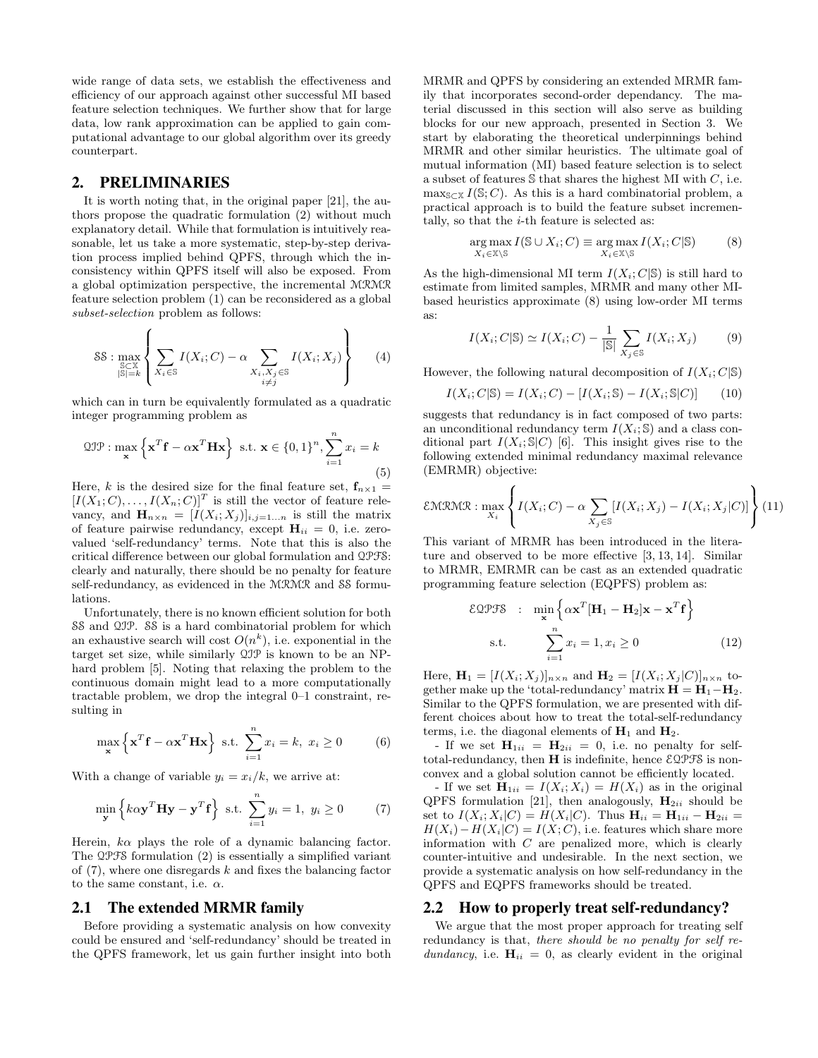wide range of data sets, we establish the effectiveness and efficiency of our approach against other successful MI based feature selection techniques. We further show that for large data, low rank approximation can be applied to gain computational advantage to our global algorithm over its greedy counterpart.

## 2. PRELIMINARIES

It is worth noting that, in the original paper [21], the authors propose the quadratic formulation (2) without much explanatory detail. While that formulation is intuitively reasonable, let us take a more systematic, step-by-step derivation process implied behind QPFS, through which the inconsistency within QPFS itself will also be exposed. From a global optimization perspective, the incremental $\mathcal{MRMR}$ feature selection problem (1) can be reconsidered as a global *subset-selection* problem as follows:

$$\mathcal{SS} : \max_{\substack{\mathbb{S} \subset \mathbb{X} \\ |\mathbb{S}|=k}} \left\{ \sum_{X_i \in \mathbb{S}} I(X_i; C) - \alpha \sum_{\substack{X_i, X_j \in \mathbb{S} \\ i \neq j}} I(X_i; X_j) \right\} \tag{4}$$

which can in turn be equivalently formulated as a quadratic integer programming problem as

$$\mathcal{QIP} : \max_{\mathbf{x}} \left\{ \mathbf{x}^T \mathbf{f} - \alpha \mathbf{x}^T \mathbf{H} \mathbf{x} \right\} \text{ s.t. } \mathbf{x} \in \{0,1\}^n, \sum_{i=1}^{n} x_i = k \tag{5}$$

Here, $k$ is the desired size for the final feature set, $\mathbf{f}_{n\times 1} = [I(X_1; C), \ldots, I(X_n; C)]^T$ is still the vector of feature relevancy, and $\mathbf{H}_{n\times n} = [I(X_i; X_j)]_{i,j=1\ldots n}$ is still the matrix of feature pairwise redundancy, except $\mathbf{H}_{ii} = 0$, i.e. zero-valued 'self-redundancy' terms. Note that this is also the critical difference between our global formulation and $\mathcal{QPFS}$: clearly and naturally, there should be no penalty for feature self-redundancy, as evidenced in the $\mathcal{MRMR}$ and $\mathcal{SS}$ formulations.

Unfortunately, there is no known efficient solution for both $\mathcal{SS}$ and $\mathcal{QIP}$. $\mathcal{SS}$ is a hard combinatorial problem for which an exhaustive search will cost $O(n^k)$, i.e. exponential in the target set size, while similarly $\mathcal{QIP}$ is known to be an NP-hard problem [5]. Noting that relaxing the problem to the continuous domain might lead to a more computationally tractable problem, we drop the integral 0–1 constraint, resulting in

$$\max_{\mathbf{x}} \left\{ \mathbf{x}^T \mathbf{f} - \alpha \mathbf{x}^T \mathbf{H} \mathbf{x} \right\} \text{ s.t. } \sum_{i=1}^{n} x_i = k,\ x_i \geq 0 \tag{6}$$

With a change of variable $y_i = x_i/k$, we arrive at:

$$\min_{\mathbf{y}} \left\{ k\alpha \mathbf{y}^T \mathbf{H} \mathbf{y} - \mathbf{y}^T \mathbf{f} \right\} \text{ s.t. } \sum_{i=1}^{n} y_i = 1,\ y_i \geq 0 \tag{7}$$

Herein, $k\alpha$ plays the role of a dynamic balancing factor. The $\mathcal{QPFS}$ formulation (2) is essentially a simplified variant of (7), where one disregards $k$ and fixes the balancing factor to the same constant, i.e. $\alpha$.

### 2.1 The extended MRMR family

Before providing a systematic analysis on how convexity could be ensured and 'self-redundancy' should be treated in the QPFS framework, let us gain further insight into both MRMR and QPFS by considering an extended MRMR family that incorporates second-order dependancy. The material discussed in this section will also serve as building blocks for our new approach, presented in Section 3. We start by elaborating the theoretical underpinnings behind MRMR and other similar heuristics. The ultimate goal of mutual information (MI) based feature selection is to select a subset of features $\mathbb{S}$ that shares the highest MI with $C$, i.e. $\max_{\mathbb{S} \subset \mathbb{X}} I(\mathbb{S}; C)$. As this is a hard combinatorial problem, a practical approach is to build the feature subset incrementally, so that the $i$-th feature is selected as:

$$\arg\max_{X_i \in \mathbb{X} \setminus \mathbb{S}} I(\mathbb{S} \cup X_i; C) \equiv \arg\max_{X_i \in \mathbb{X} \setminus \mathbb{S}} I(X_i; C | \mathbb{S}) \tag{8}$$

As the high-dimensional MI term $I(X_i; C|\mathbb{S})$ is still hard to estimate from limited samples, MRMR and many other MI-based heuristics approximate (8) using low-order MI terms as:

$$I(X_i; C|\mathbb{S}) \simeq I(X_i; C) - \frac{1}{|\mathbb{S}|} \sum_{X_j \in \mathbb{S}} I(X_i; X_j) \tag{9}$$

However, the following natural decomposition of $I(X_i; C|\mathbb{S})$

$$I(X_i; C|\mathbb{S}) = I(X_i; C) - [I(X_i; \mathbb{S}) - I(X_i; \mathbb{S}|C)] \tag{10}$$

suggests that redundancy is in fact composed of two parts: an unconditional redundancy term $I(X_i; \mathbb{S})$ and a class conditional part $I(X_i; \mathbb{S}|C)$ [6]. This insight gives rise to the following extended minimal redundancy maximal relevance (EMRMR) objective:

$$\mathcal{EMRMR} : \max_{X_i} \left\{ I(X_i; C) - \alpha \sum_{X_j \in \mathbb{S}} [I(X_i; X_j) - I(X_i; X_j|C)] \right\} \tag{11}$$

This variant of MRMR has been introduced in the literature and observed to be more effective [3, 13, 14]. Similar to MRMR, EMRMR can be cast as an extended quadratic programming feature selection (EQPFS) problem as:

$$\begin{aligned} \mathcal{EQPFS} \quad : \quad & \min_{\mathbf{x}} \left\{ \alpha \mathbf{x}^T [\mathbf{H}_1 - \mathbf{H}_2] \mathbf{x} - \mathbf{x}^T \mathbf{f} \right\} \\ \text{s.t.} \quad & \sum_{i=1}^{n} x_i = 1, x_i \geq 0 \end{aligned} \tag{12}$$

Here, $\mathbf{H}_1 = [I(X_i; X_j)]_{n\times n}$ and $\mathbf{H}_2 = [I(X_i; X_j|C)]_{n\times n}$ together make up the 'total-redundancy' matrix $\mathbf{H} = \mathbf{H}_1 - \mathbf{H}_2$. Similar to the QPFS formulation, we are presented with different choices about how to treat the total-self-redundancy terms, i.e. the diagonal elements of $\mathbf{H}_1$ and $\mathbf{H}_2$.

- If we set $\mathbf{H}_{1ii} = \mathbf{H}_{2ii} = 0$, i.e. no penalty for self-total-redundancy, then $\mathbf{H}$ is indefinite, hence $\mathcal{EQPFS}$ is non-convex and a global solution cannot be efficiently located.

- If we set $\mathbf{H}_{1ii} = I(X_i; X_i) = H(X_i)$ as in the original QPFS formulation [21], then analogously, $\mathbf{H}_{2ii}$ should be set to $I(X_i; X_i|C) = H(X_i|C)$. Thus $\mathbf{H}_{ii} = \mathbf{H}_{1ii} - \mathbf{H}_{2ii} = H(X_i) - H(X_i|C) = I(X; C)$, i.e. features which share more information with $C$ are penalized more, which is clearly counter-intuitive and undesirable. In the next section, we provide a systematic analysis on how self-redundancy in the QPFS and EQPFS frameworks should be treated.

### 2.2 How to properly treat self-redundancy?

We argue that the most proper approach for treating self redundancy is that, *there should be no penalty for self redundancy*, i.e. $\mathbf{H}_{ii} = 0$, as clearly evident in the original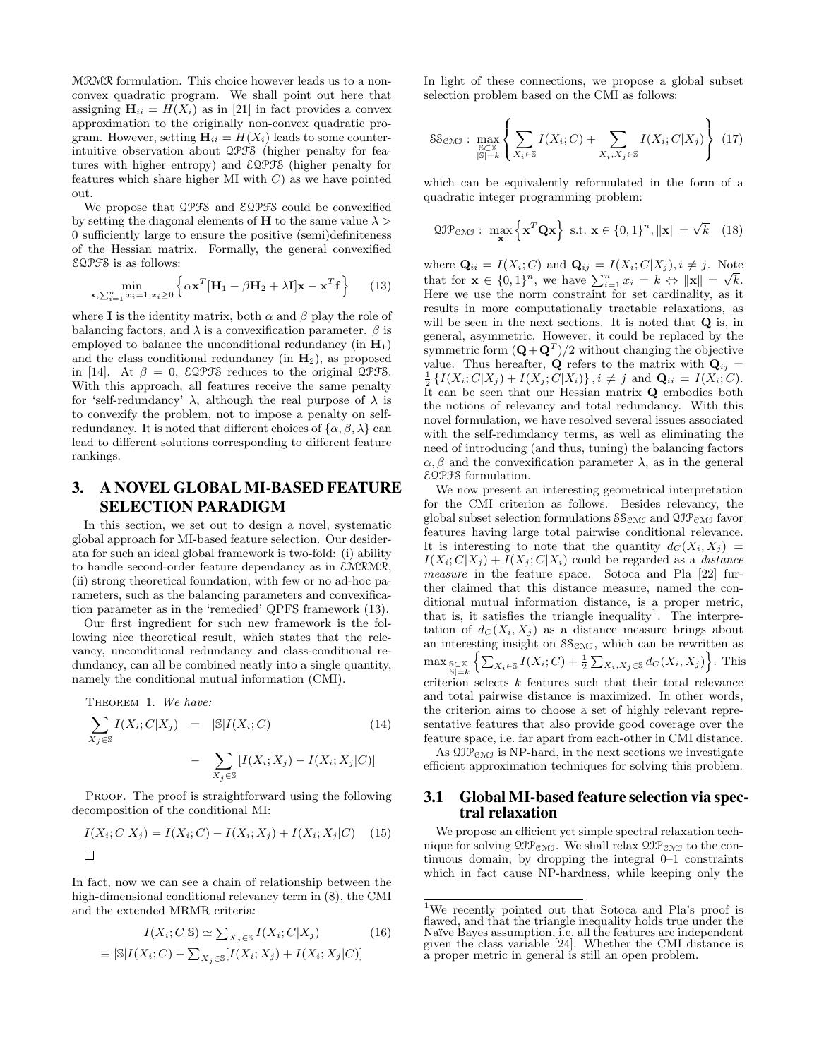$\mathcal{MRMR}$ formulation. This choice however leads us to a non-convex quadratic program. We shall point out here that assigning $\mathbf{H}_{ii} = H(X_i)$ as in [21] in fact provides a convex approximation to the originally non-convex quadratic program. However, setting $\mathbf{H}_{ii} = H(X_i)$ leads to some counter-intuitive observation about $\mathcal{QPFS}$ (higher penalty for features with higher entropy) and $\mathcal{EQPFS}$ (higher penalty for features which share higher MI with $C$) as we have pointed out.

We propose that $\mathcal{QPFS}$ and $\mathcal{EQPFS}$ could be convexified by setting the diagonal elements of $\mathbf{H}$ to the same value $\lambda > 0$ sufficiently large to ensure the positive (semi)definiteness of the Hessian matrix. Formally, the general convexified $\mathcal{EQPFS}$ is as follows:

$$\min_{\mathbf{x}, \sum_{i=1}^n x_i = 1, x_i \geq 0} \left\{ \alpha \mathbf{x}^T [\mathbf{H}_1 - \beta \mathbf{H}_2 + \lambda \mathbf{I}] \mathbf{x} - \mathbf{x}^T \mathbf{f} \right\} \quad (13)$$

where $\mathbf{I}$ is the identity matrix, both $\alpha$ and $\beta$ play the role of balancing factors, and $\lambda$ is a convexification parameter. $\beta$ is employed to balance the unconditional redundancy (in $\mathbf{H}_1$) and the class conditional redundancy (in $\mathbf{H}_2$), as proposed in [14]. At $\beta = 0$, $\mathcal{EQPFS}$ reduces to the original $\mathcal{QPFS}$. With this approach, all features receive the same penalty for 'self-redundancy' $\lambda$, although the real purpose of $\lambda$ is to convexify the problem, not to impose a penalty on self-redundancy. It is noted that different choices of $\{\alpha, \beta, \lambda\}$ can lead to different solutions corresponding to different feature rankings.

## 3. A NOVEL GLOBAL MI-BASED FEATURE SELECTION PARADIGM

In this section, we set out to design a novel, systematic global approach for MI-based feature selection. Our desiderata for such an ideal global framework is two-fold: (i) ability to handle second-order feature dependancy as in $\mathcal{EMRMR}$, (ii) strong theoretical foundation, with few or no ad-hoc parameters, such as the balancing parameters and convexification parameter as in the 'remedied' QPFS framework (13).

Our first ingredient for such new framework is the following nice theoretical result, which states that the relevancy, unconditional redundancy and class-conditional redundancy, can all be combined neatly into a single quantity, namely the conditional mutual information (CMI).

Theorem 1. *We have:*

$$\sum_{X_j \in \mathbb{S}} I(X_i; C|X_j) = |\mathbb{S}| I(X_i; C) - \sum_{X_j \in \mathbb{S}} [I(X_i; X_j) - I(X_i; X_j|C)] \quad (14)$$

Proof. The proof is straightforward using the following decomposition of the conditional MI:

$$I(X_i; C|X_j) = I(X_i; C) - I(X_i; X_j) + I(X_i; X_j|C) \quad (15)$$

□

In fact, now we can see a chain of relationship between the high-dimensional conditional relevancy term in (8), the CMI and the extended MRMR criteria:

$$I(X_i; C|\mathbb{S}) \simeq \sum_{X_j \in \mathbb{S}} I(X_i; C|X_j) \quad (16)$$
$$\equiv |\mathbb{S}| I(X_i; C) - \sum_{X_j \in \mathbb{S}} [I(X_i; X_j) + I(X_i; X_j|C)]$$

In light of these connections, we propose a global subset selection problem based on the CMI as follows:

$$\mathcal{SS}_{\mathcal{CMI}}: \max_{\substack{\mathbb{S} \subset \mathbb{X} \\ |\mathbb{S}| = k}} \left\{ \sum_{X_i \in \mathbb{S}} I(X_i; C) + \sum_{X_i, X_j \in \mathbb{S}} I(X_i; C|X_j) \right\} \quad (17)$$

which can be equivalently reformulated in the form of a quadratic integer programming problem:

$$\mathcal{QIP}_{\mathcal{CMI}}: \max_{\mathbf{x}} \left\{ \mathbf{x}^T \mathbf{Q} \mathbf{x} \right\} \text{ s.t. } \mathbf{x} \in \{0,1\}^n, \|\mathbf{x}\| = \sqrt{k} \quad (18)$$

where $\mathbf{Q}_{ii} = I(X_i; C)$ and $\mathbf{Q}_{ij} = I(X_i; C|X_j), i \neq j$. Note that for $\mathbf{x} \in \{0,1\}^n$, we have $\sum_{i=1}^n x_i = k \Leftrightarrow \|\mathbf{x}\| = \sqrt{k}$. Here we use the norm constraint for set cardinality, as it results in more computationally tractable relaxations, as will be seen in the next sections. It is noted that $\mathbf{Q}$ is, in general, asymmetric. However, it could be replaced by the symmetric form $(\mathbf{Q} + \mathbf{Q}^T)/2$ without changing the objective value. Thus hereafter, $\mathbf{Q}$ refers to the matrix with $\mathbf{Q}_{ij} = \frac{1}{2}\{I(X_i; C|X_j) + I(X_j; C|X_i)\}, i \neq j$ and $\mathbf{Q}_{ii} = I(X_i; C)$. It can be seen that our Hessian matrix $\mathbf{Q}$ embodies both the notions of relevancy and total redundancy. With this novel formulation, we have resolved several issues associated with the self-redundancy terms, as well as eliminating the need of introducing (and thus, tuning) the balancing factors $\alpha, \beta$ and the convexification parameter $\lambda$, as in the general $\mathcal{EQPFS}$ formulation.

We now present an interesting geometrical interpretation for the CMI criterion as follows. Besides relevancy, the global subset selection formulations $\mathcal{SS}_{\mathcal{CMI}}$ and $\mathcal{QIP}_{\mathcal{CMI}}$ favor features having large total pairwise conditional relevance. It is interesting to note that the quantity $d_C(X_i, X_j) = I(X_i; C|X_j) + I(X_j; C|X_i)$ could be regarded as a *distance measure* in the feature space. Sotoca and Pla [22] further claimed that this distance measure, named the conditional mutual information distance, is a proper metric, that is, it satisfies the triangle inequality[1]. The interpretation of $d_C(X_i, X_j)$ as a distance measure brings about an interesting insight on $\mathcal{SS}_{\mathcal{CMI}}$, which can be rewritten as $\max_{\substack{\mathbb{S} \subset \mathbb{X} \\ |\mathbb{S}| = k}} \left\{ \sum_{X_i \in \mathbb{S}} I(X_i; C) + \frac{1}{2} \sum_{X_i, X_j \in \mathbb{S}} d_C(X_i, X_j) \right\}$. This criterion selects $k$ features such that their total relevance and total pairwise distance is maximized. In other words, the criterion aims to choose a set of highly relevant representative features that also provide good coverage over the feature space, i.e. far apart from each-other in CMI distance.

As $\mathcal{QIP}_{\mathcal{CMI}}$ is NP-hard, in the next sections we investigate efficient approximation techniques for solving this problem.

### 3.1 Global MI-based feature selection via spectral relaxation

We propose an efficient yet simple spectral relaxation technique for solving $\mathcal{QIP}_{\mathcal{CMI}}$. We shall relax $\mathcal{QIP}_{\mathcal{CMI}}$ to the continuous domain, by dropping the integral 0–1 constraints which in fact cause NP-hardness, while keeping only the

[1] We recently pointed out that Sotoca and Pla's proof is flawed, and that the triangle inequality holds true under the Naïve Bayes assumption, i.e. all the features are independent given the class variable [24]. Whether the CMI distance is a proper metric in general is still an open problem.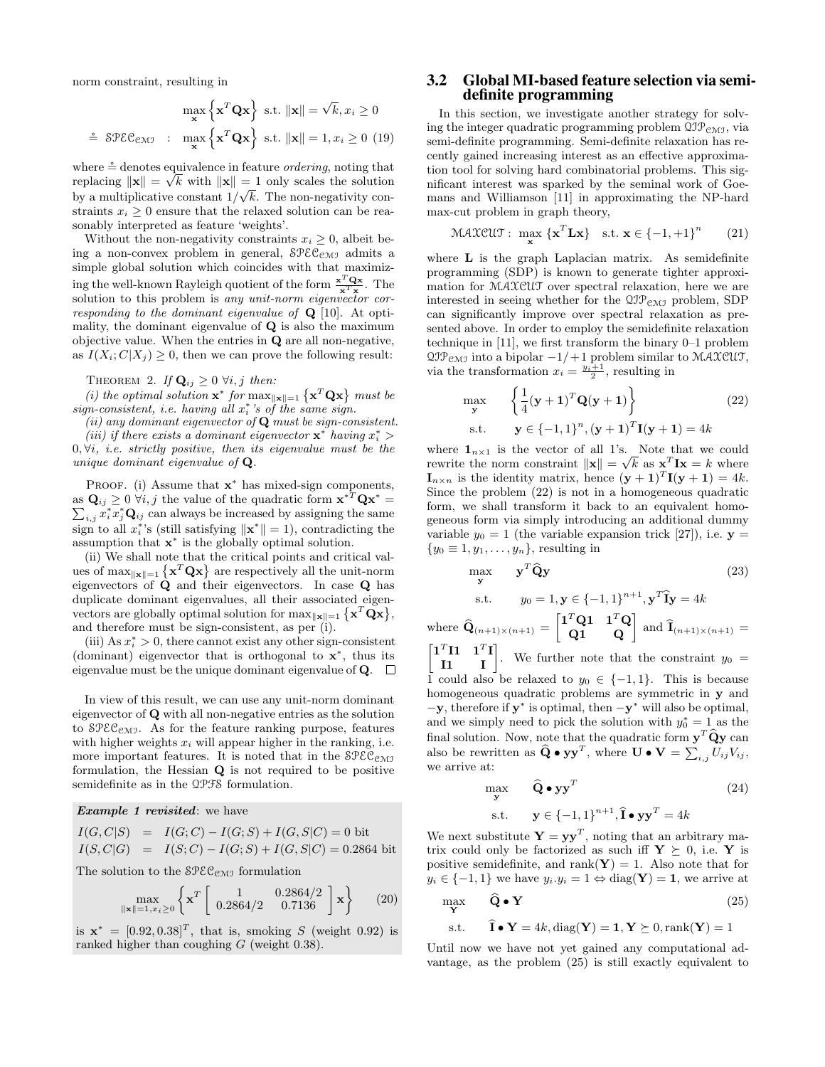norm constraint, resulting in

$$\max_{\mathbf{x}} \left\{ \mathbf{x}^T \mathbf{Q} \mathbf{x} \right\} \text{ s.t. } \|\mathbf{x}\| = \sqrt{k}, x_i \geq 0$$

$$\stackrel{\circ}{=} \mathcal{SPEC}_{\mathcal{CMI}} \quad : \quad \max_{\mathbf{x}} \left\{ \mathbf{x}^T \mathbf{Q} \mathbf{x} \right\} \text{ s.t. } \|\mathbf{x}\| = 1, x_i \geq 0 \quad (19)$$

where $\stackrel{\circ}{=}$ denotes equivalence in feature *ordering*, noting that replacing $\|\mathbf{x}\| = \sqrt{k}$ with $\|\mathbf{x}\| = 1$ only scales the solution by a multiplicative constant $1/\sqrt{k}$. The non-negativity constraints $x_i \geq 0$ ensure that the relaxed solution can be reasonably interpreted as feature 'weights'.

Without the non-negativity constraints $x_i \geq 0$, albeit being a non-convex problem in general, $\mathcal{SPEC}_{\mathcal{CMI}}$ admits a simple global solution which coincides with that maximizing the well-known Rayleigh quotient of the form $\frac{\mathbf{x}^T \mathbf{Q} \mathbf{x}}{\mathbf{x}^T \mathbf{x}}$. The solution to this problem is *any unit-norm eigenvector corresponding to the dominant eigenvalue of* $\mathbf{Q}$ [10]. At optimality, the dominant eigenvalue of $\mathbf{Q}$ is also the maximum objective value. When the entries in $\mathbf{Q}$ are all non-negative, as $I(X_i; C|X_j) \geq 0$, then we can prove the following result:

THEOREM 2. *If* $\mathbf{Q}_{ij} \geq 0 \; \forall i, j$ *then:*

*(i) the optimal solution* $\mathbf{x}^*$ *for* $\max_{\|\mathbf{x}\|=1} \left\{ \mathbf{x}^T \mathbf{Q} \mathbf{x} \right\}$ *must be sign-consistent, i.e. having all* $x_i^*$*'s of the same sign.*

*(ii) any dominant eigenvector of* $\mathbf{Q}$ *must be sign-consistent.*

*(iii) if there exists a dominant eigenvector* $\mathbf{x}^*$ *having* $x_i^* > 0, \forall i$*, i.e. strictly positive, then its eigenvalue must be the unique dominant eigenvalue of* $\mathbf{Q}$*.*

PROOF. (i) Assume that $\mathbf{x}^*$ has mixed-sign components, as $\mathbf{Q}_{ij} \geq 0 \; \forall i, j$ the value of the quadratic form $\mathbf{x}^{*T} \mathbf{Q} \mathbf{x}^* = \sum_{i,j} x_i^* x_j^* \mathbf{Q}_{ij}$ can always be increased by assigning the same sign to all $x_i^*$'s (still satisfying $\|\mathbf{x}^*\| = 1$), contradicting the assumption that $\mathbf{x}^*$ is the globally optimal solution.

(ii) We shall note that the critical points and critical values of $\max_{\|\mathbf{x}\|=1} \left\{ \mathbf{x}^T \mathbf{Q} \mathbf{x} \right\}$ are respectively all the unit-norm eigenvectors of $\mathbf{Q}$ and their eigenvectors. In case $\mathbf{Q}$ has duplicate dominant eigenvalues, all their associated eigenvectors are globally optimal solution for $\max_{\|\mathbf{x}\|=1} \left\{ \mathbf{x}^T \mathbf{Q} \mathbf{x} \right\}$, and therefore must be sign-consistent, as per (i).

(iii) As $x_i^* > 0$, there cannot exist any other sign-consistent (dominant) eigenvector that is orthogonal to $\mathbf{x}^*$, thus its eigenvalue must be the unique dominant eigenvalue of $\mathbf{Q}$. □

In view of this result, we can use any unit-norm dominant eigenvector of $\mathbf{Q}$ with all non-negative entries as the solution to $\mathcal{SPEC}_{\mathcal{CMI}}$. As for the feature ranking purpose, features with higher weights $x_i$ will appear higher in the ranking, i.e. more important features. It is noted that in the $\mathcal{SPEC}_{\mathcal{CMI}}$ formulation, the Hessian $\mathbf{Q}$ is not required to be positive semidefinite as in the $\mathcal{QPFS}$ formulation.

***Example 1 revisited***: we have

$$I(G, C|S) \;=\; I(G; C) - I(G; S) + I(G, S|C) = 0 \text{ bit}$$
$$I(S, C|G) \;=\; I(S; C) - I(G; S) + I(G, S|C) = 0.2864 \text{ bit}$$

The solution to the $\mathcal{SPEC}_{\mathcal{CMI}}$ formulation

$$\max_{\|\mathbf{x}\|=1, x_i \geq 0} \left\{ \mathbf{x}^T \begin{bmatrix} 1 & 0.2864/2 \\ 0.2864/2 & 0.7136 \end{bmatrix} \mathbf{x} \right\} \quad (20)$$

is $\mathbf{x}^* = [0.92, 0.38]^T$, that is, smoking $S$ (weight 0.92) is ranked higher than coughing $G$ (weight 0.38).

## 3.2 Global MI-based feature selection via semi-definite programming

In this section, we investigate another strategy for solving the integer quadratic programming problem $\mathcal{QIP}_{\mathcal{CMI}}$, via semi-definite programming. Semi-definite relaxation has recently gained increasing interest as an effective approximation tool for solving hard combinatorial problems. This significant interest was sparked by the seminal work of Goemans and Williamson [11] in approximating the NP-hard max-cut problem in graph theory,

$$\mathcal{MAXCUT}: \; \max_{\mathbf{x}} \left\{ \mathbf{x}^T \mathbf{L} \mathbf{x} \right\} \quad \text{s.t. } \mathbf{x} \in \{-1, +1\}^n \qquad (21)$$

where $\mathbf{L}$ is the graph Laplacian matrix. As semidefinite programming (SDP) is known to generate tighter approximation for $\mathcal{MAXCUT}$ over spectral relaxation, here we are interested in seeing whether for the $\mathcal{QIP}_{\mathcal{CMI}}$ problem, SDP can significantly improve over spectral relaxation as presented above. In order to employ the semidefinite relaxation technique in [11], we first transform the binary 0–1 problem $\mathcal{QIP}_{\mathcal{CMI}}$ into a bipolar $-1/+1$ problem similar to $\mathcal{MAXCUT}$, via the transformation $x_i = \frac{y_i + 1}{2}$, resulting in

$$\begin{aligned} \max_{\mathbf{y}} \quad & \left\{ \frac{1}{4} (\mathbf{y} + \mathbf{1})^T \mathbf{Q} (\mathbf{y} + \mathbf{1}) \right\} \\ \text{s.t.} \quad & \mathbf{y} \in \{-1, 1\}^n, (\mathbf{y} + \mathbf{1})^T \mathbf{I} (\mathbf{y} + \mathbf{1}) = 4k \end{aligned} \qquad (22)$$

where $\mathbf{1}_{n \times 1}$ is the vector of all 1's. Note that we could rewrite the norm constraint $\|\mathbf{x}\| = \sqrt{k}$ as $\mathbf{x}^T \mathbf{I} \mathbf{x} = k$ where $\mathbf{I}_{n \times n}$ is the identity matrix, hence $(\mathbf{y} + \mathbf{1})^T \mathbf{I} (\mathbf{y} + \mathbf{1}) = 4k$. Since the problem (22) is not in a homogeneous quadratic form, we shall transform it back to an equivalent homogeneous form via simply introducing an additional dummy variable $y_0 = 1$ (the variable expansion trick [27]), i.e. $\mathbf{y} = \{y_0 \equiv 1, y_1, \ldots, y_n\}$, resulting in

$$\begin{aligned} \max_{\mathbf{y}} \quad & \mathbf{y}^T \widehat{\mathbf{Q}} \mathbf{y} \\ \text{s.t.} \quad & y_0 = 1, \mathbf{y} \in \{-1, 1\}^{n+1}, \mathbf{y}^T \widehat{\mathbf{I}} \mathbf{y} = 4k \end{aligned} \qquad (23)$$

where $\widehat{\mathbf{Q}}_{(n+1) \times (n+1)} = \begin{bmatrix} \mathbf{1}^T \mathbf{Q} \mathbf{1} & \mathbf{1}^T \mathbf{Q} \\ \mathbf{Q} \mathbf{1} & \mathbf{Q} \end{bmatrix}$ and $\widehat{\mathbf{I}}_{(n+1) \times (n+1)} = \begin{bmatrix} \mathbf{1}^T \mathbf{I} \mathbf{1} & \mathbf{1}^T \mathbf{I} \\ \mathbf{I} \mathbf{1} & \mathbf{I} \end{bmatrix}$. We further note that the constraint $y_0 = 1$ could also be relaxed to $y_0 \in \{-1, 1\}$. This is because homogeneous quadratic problems are symmetric in $\mathbf{y}$ and $-\mathbf{y}$, therefore if $\mathbf{y}^*$ is optimal, then $-\mathbf{y}^*$ will also be optimal, and we simply need to pick the solution with $y_0^* = 1$ as the final solution. Now, note that the quadratic form $\mathbf{y}^T \widehat{\mathbf{Q}} \mathbf{y}$ can also be rewritten as $\widehat{\mathbf{Q}} \bullet \mathbf{y} \mathbf{y}^T$, where $\mathbf{U} \bullet \mathbf{V} = \sum_{i,j} U_{ij} V_{ij}$, we arrive at:

$$\begin{aligned} \max_{\mathbf{y}} \quad & \widehat{\mathbf{Q}} \bullet \mathbf{y} \mathbf{y}^T \\ \text{s.t.} \quad & \mathbf{y} \in \{-1, 1\}^{n+1}, \widehat{\mathbf{I}} \bullet \mathbf{y} \mathbf{y}^T = 4k \end{aligned} \qquad (24)$$

We next substitute $\mathbf{Y} = \mathbf{y} \mathbf{y}^T$, noting that an arbitrary matrix could only be factorized as such iff $\mathbf{Y} \succeq 0$, i.e. $\mathbf{Y}$ is positive semidefinite, and $\text{rank}(\mathbf{Y}) = 1$. Also note that for $y_i \in \{-1, 1\}$ we have $y_i . y_i = 1 \Leftrightarrow \text{diag}(\mathbf{Y}) = \mathbf{1}$, we arrive at

$$\begin{aligned} \max_{\mathbf{Y}} \quad & \widehat{\mathbf{Q}} \bullet \mathbf{Y} \\ \text{s.t.} \quad & \widehat{\mathbf{I}} \bullet \mathbf{Y} = 4k, \text{diag}(\mathbf{Y}) = \mathbf{1}, \mathbf{Y} \succeq 0, \text{rank}(\mathbf{Y}) = 1 \end{aligned} \qquad (25)$$

Until now we have not yet gained any computational advantage, as the problem (25) is still exactly equivalent to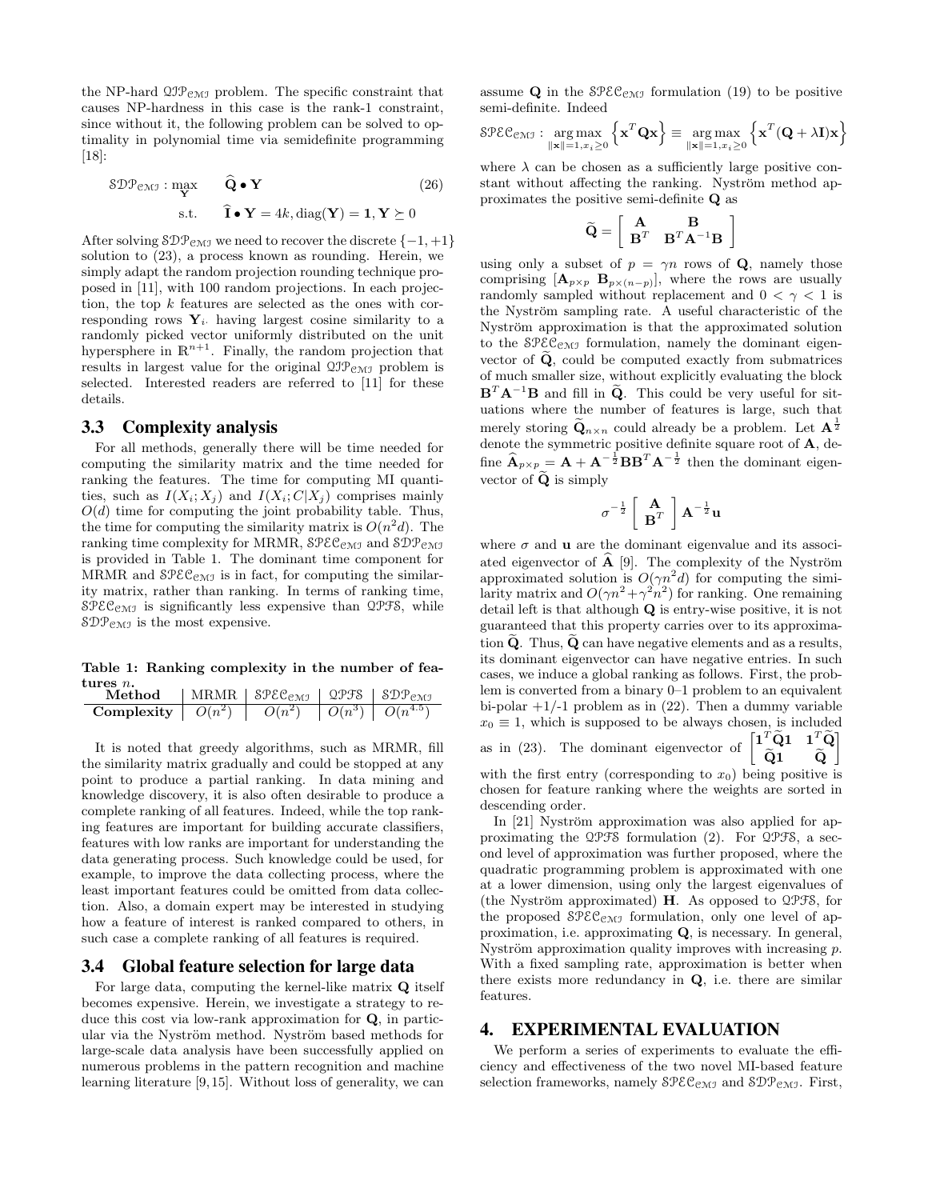the NP-hard $\mathcal{QIP}_{\mathcal{CMI}}$ problem. The specific constraint that causes NP-hardness in this case is the rank-1 constraint, since without it, the following problem can be solved to optimality in polynomial time via semidefinite programming [18]:

$$\mathcal{SDP}_{\mathcal{CMI}}: \max_{\mathbf{Y}} \quad \widehat{\mathbf{Q}} \bullet \mathbf{Y} \quad (26)$$
$$\text{s.t.} \quad \widehat{\mathbf{I}} \bullet \mathbf{Y} = 4k, \operatorname{diag}(\mathbf{Y}) = \mathbf{1}, \mathbf{Y} \succeq 0$$

After solving $\mathcal{SDP}_{\mathcal{CMI}}$ we need to recover the discrete $\{-1, +1\}$ solution to (23), a process known as rounding. Herein, we simply adapt the random projection rounding technique proposed in [11], with 100 random projections. In each projection, the top $k$ features are selected as the ones with corresponding rows $\mathbf{Y}_{i\cdot}$ having largest cosine similarity to a randomly picked vector uniformly distributed on the unit hypersphere in $\mathbb{R}^{n+1}$. Finally, the random projection that results in largest value for the original $\mathcal{QIP}_{\mathcal{CMI}}$ problem is selected. Interested readers are referred to [11] for these details.

### 3.3 Complexity analysis

For all methods, generally there will be time needed for computing the similarity matrix and the time needed for ranking the features. The time for computing MI quantities, such as $I(X_i; X_j)$ and $I(X_i; C|X_j)$ comprises mainly $O(d)$ time for computing the joint probability table. Thus, the time for computing the similarity matrix is $O(n^2 d)$. The ranking time complexity for MRMR, $\mathcal{SPEC}_{\mathcal{CMI}}$ and $\mathcal{SDP}_{\mathcal{CMI}}$ is provided in Table 1. The dominant time component for MRMR and $\mathcal{SPEC}_{\mathcal{CMI}}$ is in fact, for computing the similarity matrix, rather than ranking. In terms of ranking time, $\mathcal{SPEC}_{\mathcal{CMI}}$ is significantly less expensive than $\mathcal{QPFS}$, while $\mathcal{SDP}_{\mathcal{CMI}}$ is the most expensive.

**Table 1: Ranking complexity in the number of features $n$.**

| **Method** | MRMR | $\mathcal{SPEC}_{\mathcal{CMI}}$ | $\mathcal{QPFS}$ | $\mathcal{SDP}_{\mathcal{CMI}}$ |
|---|---|---|---|---|
| **Complexity** | $O(n^2)$ | $O(n^2)$ | $O(n^3)$ | $O(n^{4.5})$ |

It is noted that greedy algorithms, such as MRMR, fill the similarity matrix gradually and could be stopped at any point to produce a partial ranking. In data mining and knowledge discovery, it is also often desirable to produce a complete ranking of all features. Indeed, while the top ranking features are important for building accurate classifiers, features with low ranks are important for understanding the data generating process. Such knowledge could be used, for example, to improve the data collecting process, where the least important features could be omitted from data collection. Also, a domain expert may be interested in studying how a feature of interest is ranked compared to others, in such case a complete ranking of all features is required.

### 3.4 Global feature selection for large data

For large data, computing the kernel-like matrix $\mathbf{Q}$ itself becomes expensive. Herein, we investigate a strategy to reduce this cost via low-rank approximation for $\mathbf{Q}$, in particular via the Nyström method. Nyström based methods for large-scale data analysis have been successfully applied on numerous problems in the pattern recognition and machine learning literature [9,15]. Without loss of generality, we can assume $\mathbf{Q}$ in the $\mathcal{SPEC}_{\mathcal{CMI}}$ formulation (19) to be positive semi-definite. Indeed

$$\mathcal{SPEC}_{\mathcal{CMI}}: \arg\max_{\|\mathbf{x}\|=1, x_i \geq 0} \left\{\mathbf{x}^T \mathbf{Q} \mathbf{x}\right\} \equiv \arg\max_{\|\mathbf{x}\|=1, x_i \geq 0} \left\{\mathbf{x}^T (\mathbf{Q} + \lambda \mathbf{I}) \mathbf{x}\right\}$$

where $\lambda$ can be chosen as a sufficiently large positive constant without affecting the ranking. Nyström method approximates the positive semi-definite $\mathbf{Q}$ as

$$\widetilde{\mathbf{Q}} = \begin{bmatrix} \mathbf{A} & \mathbf{B} \\ \mathbf{B}^T & \mathbf{B}^T \mathbf{A}^{-1} \mathbf{B} \end{bmatrix}$$

using only a subset of $p = \gamma n$ rows of $\mathbf{Q}$, namely those comprising $[\mathbf{A}_{p\times p}\ \mathbf{B}_{p\times(n-p)}]$, where the rows are usually randomly sampled without replacement and $0 < \gamma < 1$ is the Nyström sampling rate. A useful characteristic of the Nyström approximation is that the approximated solution to the $\mathcal{SPEC}_{\mathcal{CMI}}$ formulation, namely the dominant eigenvector of $\widetilde{\mathbf{Q}}$, could be computed exactly from submatrices of much smaller size, without explicitly evaluating the block $\mathbf{B}^T \mathbf{A}^{-1} \mathbf{B}$ and fill in $\widetilde{\mathbf{Q}}$. This could be very useful for situations where the number of features is large, such that merely storing $\widetilde{\mathbf{Q}}_{n\times n}$ could already be a problem. Let $\mathbf{A}^{\frac{1}{2}}$ denote the symmetric positive definite square root of $\mathbf{A}$, define $\widehat{\mathbf{A}}_{p\times p} = \mathbf{A} + \mathbf{A}^{-\frac{1}{2}} \mathbf{B}\mathbf{B}^T \mathbf{A}^{-\frac{1}{2}}$ then the dominant eigenvector of $\widetilde{\mathbf{Q}}$ is simply

$$\sigma^{-\frac{1}{2}} \begin{bmatrix} \mathbf{A} \\ \mathbf{B}^T \end{bmatrix} \mathbf{A}^{-\frac{1}{2}} \mathbf{u}$$

where $\sigma$ and $\mathbf{u}$ are the dominant eigenvalue and its associated eigenvector of $\widehat{\mathbf{A}}$ [9]. The complexity of the Nyström approximated solution is $O(\gamma n^2 d)$ for computing the similarity matrix and $O(\gamma n^2 + \gamma^2 n^2)$ for ranking. One remaining detail left is that although $\mathbf{Q}$ is entry-wise positive, it is not guaranteed that this property carries over to its approximation $\widetilde{\mathbf{Q}}$. Thus, $\widetilde{\mathbf{Q}}$ can have negative elements and as a results, its dominant eigenvector can have negative entries. In such cases, we induce a global ranking as follows. First, the problem is converted from a binary 0–1 problem to an equivalent bi-polar +1/-1 problem as in (22). Then a dummy variable $x_0 \equiv 1$, which is supposed to be always chosen, is included as in (23). The dominant eigenvector of $\begin{bmatrix} \mathbf{1}^T \widetilde{\mathbf{Q}} \mathbf{1} & \mathbf{1}^T \widetilde{\mathbf{Q}} \\ \widetilde{\mathbf{Q}} \mathbf{1} & \widetilde{\mathbf{Q}} \end{bmatrix}$ with the first entry (corresponding to $x_0$) being positive is chosen for feature ranking where the weights are sorted in descending order.

In [21] Nyström approximation was also applied for approximating the $\mathcal{QPFS}$ formulation (2). For $\mathcal{QPFS}$, a second level of approximation was further proposed, where the quadratic programming problem is approximated with one at a lower dimension, using only the largest eigenvalues of (the Nyström approximated) $\mathbf{H}$. As opposed to $\mathcal{QPFS}$, for the proposed $\mathcal{SPEC}_{\mathcal{CMI}}$ formulation, only one level of approximation, i.e. approximating $\mathbf{Q}$, is necessary. In general, Nyström approximation quality improves with increasing $p$. With a fixed sampling rate, approximation is better when there exists more redundancy in $\mathbf{Q}$, i.e. there are similar features.

## 4. EXPERIMENTAL EVALUATION

We perform a series of experiments to evaluate the efficiency and effectiveness of the two novel MI-based feature selection frameworks, namely $\mathcal{SPEC}_{\mathcal{CMI}}$ and $\mathcal{SDP}_{\mathcal{CMI}}$. First,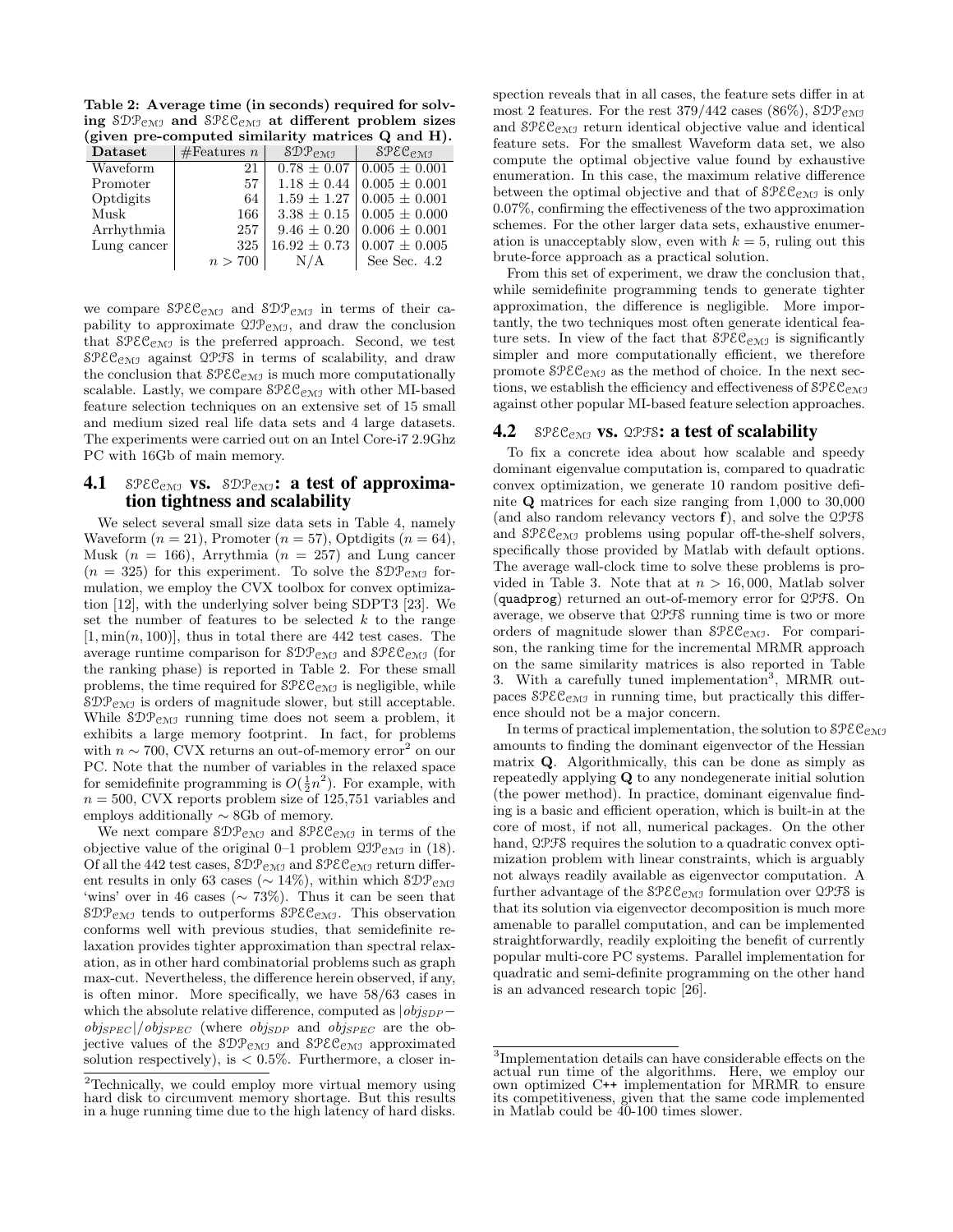**Table 2: Average time (in seconds) required for solving $\mathcal{SDP}_{\mathcal{CMI}}$ and $\mathcal{SPEC}_{\mathcal{CMI}}$ at different problem sizes (given pre-computed similarity matrices Q and H).**

| Dataset | #Features $n$ | $\mathcal{SDP}_{\mathcal{CMI}}$ | $\mathcal{SPEC}_{\mathcal{CMI}}$ |
|---|---|---|---|
| Waveform | 21 | $0.78 \pm 0.07$ | $0.005 \pm 0.001$ |
| Promoter | 57 | $1.18 \pm 0.44$ | $0.005 \pm 0.001$ |
| Optdigits | 64 | $1.59 \pm 1.27$ | $0.005 \pm 0.001$ |
| Musk | 166 | $3.38 \pm 0.15$ | $0.005 \pm 0.000$ |
| Arrhythmia | 257 | $9.46 \pm 0.20$ | $0.006 \pm 0.001$ |
| Lung cancer | 325 | $16.92 \pm 0.73$ | $0.007 \pm 0.005$ |
| | $n > 700$ | N/A | See Sec. 4.2 |

we compare $\mathcal{SPEC}_{\mathcal{CMI}}$ and $\mathcal{SDP}_{\mathcal{CMI}}$ in terms of their capability to approximate $\mathcal{QIP}_{\mathcal{CMI}}$, and draw the conclusion that $\mathcal{SPEC}_{\mathcal{CMI}}$ is the preferred approach. Second, we test $\mathcal{SPEC}_{\mathcal{CMI}}$ against $\mathcal{QPFS}$ in terms of scalability, and draw the conclusion that $\mathcal{SPEC}_{\mathcal{CMI}}$ is much more computationally scalable. Lastly, we compare $\mathcal{SPEC}_{\mathcal{CMI}}$ with other MI-based feature selection techniques on an extensive set of 15 small and medium sized real life data sets and 4 large datasets. The experiments were carried out on an Intel Core-i7 2.9Ghz PC with 16Gb of main memory.

## 4.1 $\mathcal{SPEC}_{\mathcal{CMI}}$ vs. $\mathcal{SDP}_{\mathcal{CMI}}$: a test of approximation tightness and scalability

We select several small size data sets in Table 4, namely Waveform ($n = 21$), Promoter ($n = 57$), Optdigits ($n = 64$), Musk ($n = 166$), Arrythmia ($n = 257$) and Lung cancer ($n = 325$) for this experiment. To solve the $\mathcal{SDP}_{\mathcal{CMI}}$ formulation, we employ the CVX toolbox for convex optimization [12], with the underlying solver being SDPT3 [23]. We set the number of features to be selected $k$ to the range $[1, \min(n, 100)]$, thus in total there are 442 test cases. The average runtime comparison for $\mathcal{SDP}_{\mathcal{CMI}}$ and $\mathcal{SPEC}_{\mathcal{CMI}}$ (for the ranking phase) is reported in Table 2. For these small problems, the time required for $\mathcal{SPEC}_{\mathcal{CMI}}$ is negligible, while $\mathcal{SDP}_{\mathcal{CMI}}$ is orders of magnitude slower, but still acceptable. While $\mathcal{SDP}_{\mathcal{CMI}}$ running time does not seem a problem, it exhibits a large memory footprint. In fact, for problems with $n \sim 700$, CVX returns an out-of-memory error[2] on our PC. Note that the number of variables in the relaxed space for semidefinite programming is $O(\frac{1}{2}n^2)$. For example, with $n = 500$, CVX reports problem size of 125,751 variables and employs additionally $\sim$ 8Gb of memory.

We next compare $\mathcal{SDP}_{\mathcal{CMI}}$ and $\mathcal{SPEC}_{\mathcal{CMI}}$ in terms of the objective value of the original 0–1 problem $\mathcal{QIP}_{\mathcal{CMI}}$ in (18). Of all the 442 test cases, $\mathcal{SDP}_{\mathcal{CMI}}$ and $\mathcal{SPEC}_{\mathcal{CMI}}$ return different results in only 63 cases ($\sim 14\%$), within which $\mathcal{SDP}_{\mathcal{CMI}}$ 'wins' over in 46 cases ($\sim 73\%$). Thus it can be seen that $\mathcal{SDP}_{\mathcal{CMI}}$ tends to outperforms $\mathcal{SPEC}_{\mathcal{CMI}}$. This observation conforms well with previous studies, that semidefinite relaxation provides tighter approximation than spectral relaxation, as in other hard combinatorial problems such as graph max-cut. Nevertheless, the difference herein observed, if any, is often minor. More specifically, we have 58/63 cases in which the absolute relative difference, computed as $|obj_{SDP} - obj_{SPEC}|/obj_{SPEC}$ (where $obj_{SDP}$ and $obj_{SPEC}$ are the objective values of the $\mathcal{SDP}_{\mathcal{CMI}}$ and $\mathcal{SPEC}_{\mathcal{CMI}}$ approximated solution respectively), is $< 0.5\%$. Furthermore, a closer inspection reveals that in all cases, the feature sets differ in at most 2 features. For the rest 379/442 cases (86%), $\mathcal{SDP}_{\mathcal{CMI}}$ and $\mathcal{SPEC}_{\mathcal{CMI}}$ return identical objective value and identical feature sets. For the smallest Waveform data set, we also compute the optimal objective value found by exhaustive enumeration. In this case, the maximum relative difference between the optimal objective and that of $\mathcal{SPEC}_{\mathcal{CMI}}$ is only 0.07%, confirming the effectiveness of the two approximation schemes. For the other larger data sets, exhaustive enumeration is unacceptably slow, even with $k = 5$, ruling out this brute-force approach as a practical solution.

From this set of experiment, we draw the conclusion that, while semidefinite programming tends to generate tighter approximation, the difference is negligible. More importantly, the two techniques most often generate identical feature sets. In view of the fact that $\mathcal{SPEC}_{\mathcal{CMI}}$ is significantly simpler and more computationally efficient, we therefore promote $\mathcal{SPEC}_{\mathcal{CMI}}$ as the method of choice. In the next sections, we establish the efficiency and effectiveness of $\mathcal{SPEC}_{\mathcal{CMI}}$ against other popular MI-based feature selection approaches.

## 4.2 $\mathcal{SPEC}_{\mathcal{CMI}}$ vs. $\mathcal{QPFS}$: a test of scalability

To fix a concrete idea about how scalable and speedy dominant eigenvalue computation is, compared to quadratic convex optimization, we generate 10 random positive definite **Q** matrices for each size ranging from 1,000 to 30,000 (and also random relevancy vectors **f**), and solve the $\mathcal{QPFS}$ and $\mathcal{SPEC}_{\mathcal{CMI}}$ problems using popular off-the-shelf solvers, specifically those provided by Matlab with default options. The average wall-clock time to solve these problems is provided in Table 3. Note that at $n > 16,000$, Matlab solver (`quadprog`) returned an out-of-memory error for $\mathcal{QPFS}$. On average, we observe that $\mathcal{QPFS}$ running time is two or more orders of magnitude slower than $\mathcal{SPEC}_{\mathcal{CMI}}$. For comparison, the ranking time for the incremental MRMR approach on the same similarity matrices is also reported in Table 3. With a carefully tuned implementation[3], MRMR outpaces $\mathcal{SPEC}_{\mathcal{CMI}}$ in running time, but practically this difference should not be a major concern.

In terms of practical implementation, the solution to $\mathcal{SPEC}_{\mathcal{CMI}}$ amounts to finding the dominant eigenvector of the Hessian matrix **Q**. Algorithmically, this can be done as simply as repeatedly applying **Q** to any nondegenerate initial solution (the power method). In practice, dominant eigenvalue finding is a basic and efficient operation, which is built-in at the core of most, if not all, numerical packages. On the other hand, $\mathcal{QPFS}$ requires the solution to a quadratic convex optimization problem with linear constraints, which is arguably not always readily available as eigenvector computation. A further advantage of the $\mathcal{SPEC}_{\mathcal{CMI}}$ formulation over $\mathcal{QPFS}$ is that its solution via eigenvector decomposition is much more amenable to parallel computation, and can be implemented straightforwardly, readily exploiting the benefit of currently popular multi-core PC systems. Parallel implementation for quadratic and semi-definite programming on the other hand is an advanced research topic [26].

[2] Technically, we could employ more virtual memory using hard disk to circumvent memory shortage. But this results in a huge running time due to the high latency of hard disks.

[3] Implementation details can have considerable effects on the actual run time of the algorithms. Here, we employ our own optimized C++ implementation for MRMR to ensure its competitiveness, given that the same code implemented in Matlab could be 40-100 times slower.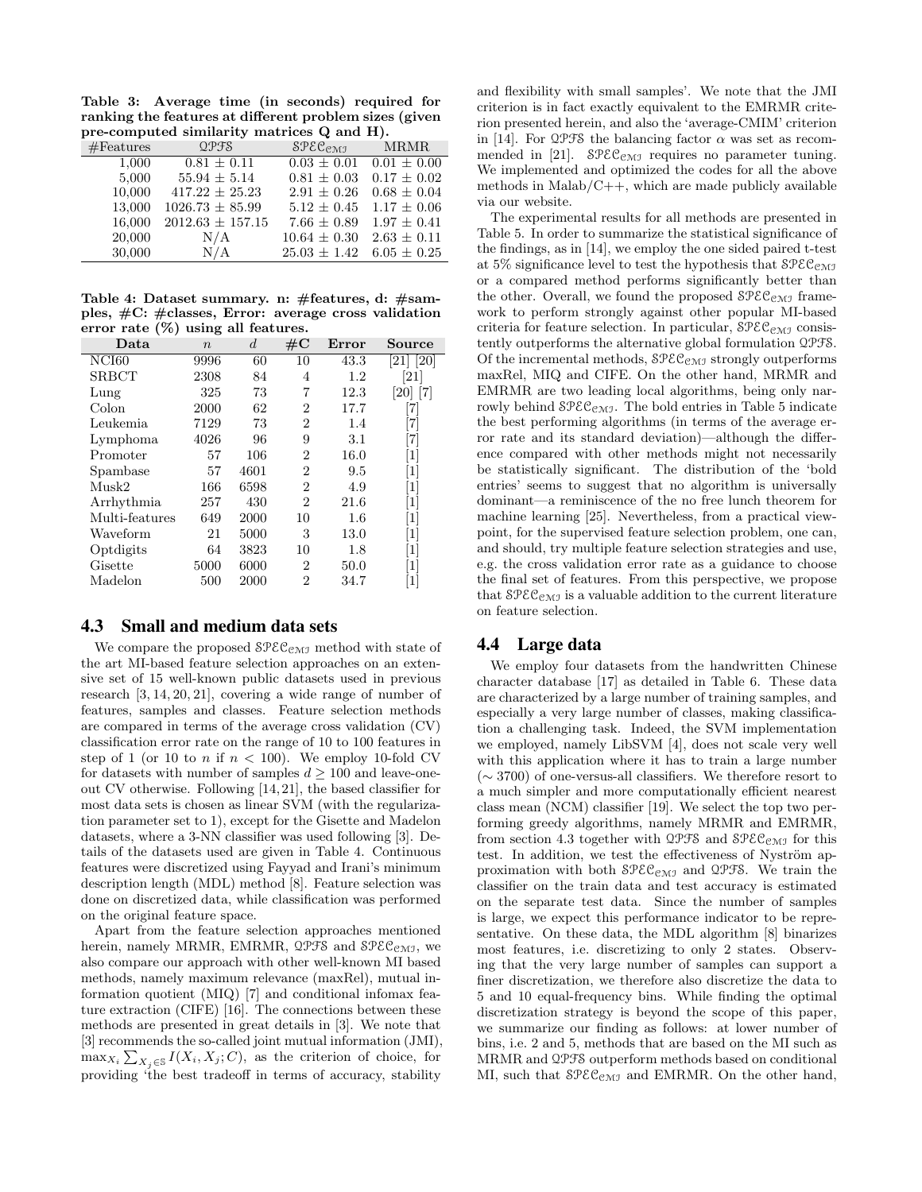**Table 3: Average time (in seconds) required for ranking the features at different problem sizes (given pre-computed similarity matrices Q and H).**

| #Features | $\mathcal{QPFS}$ | $\mathcal{SPEC}_{\mathcal{CMI}}$ | MRMR |
|---|---|---|---|
| 1,000 | 0.81 ± 0.11 | 0.03 ± 0.01 | 0.01 ± 0.00 |
| 5,000 | 55.94 ± 5.14 | 0.81 ± 0.03 | 0.17 ± 0.02 |
| 10,000 | 417.22 ± 25.23 | 2.91 ± 0.26 | 0.68 ± 0.04 |
| 13,000 | 1026.73 ± 85.99 | 5.12 ± 0.45 | 1.17 ± 0.06 |
| 16,000 | 2012.63 ± 157.15 | 7.66 ± 0.89 | 1.97 ± 0.41 |
| 20,000 | N/A | 10.64 ± 0.30 | 2.63 ± 0.11 |
| 30,000 | N/A | 25.03 ± 1.42 | 6.05 ± 0.25 |

**Table 4: Dataset summary. n: #features, d: #samples, #C: #classes, Error: average cross validation error rate (%) using all features.**

| Data | $n$ | $d$ | #C | Error | Source |
|---|---|---|---|---|---|
| NCI60 | 9996 | 60 | 10 | 43.3 | [21] [20] |
| SRBCT | 2308 | 84 | 4 | 1.2 | [21] |
| Lung | 325 | 73 | 7 | 12.3 | [20] [7] |
| Colon | 2000 | 62 | 2 | 17.7 | [7] |
| Leukemia | 7129 | 73 | 2 | 1.4 | [7] |
| Lymphoma | 4026 | 96 | 9 | 3.1 | [7] |
| Promoter | 57 | 106 | 2 | 16.0 | [1] |
| Spambase | 57 | 4601 | 2 | 9.5 | [1] |
| Musk2 | 166 | 6598 | 2 | 4.9 | [1] |
| Arrhythmia | 257 | 430 | 2 | 21.6 | [1] |
| Multi-features | 649 | 2000 | 10 | 1.6 | [1] |
| Waveform | 21 | 5000 | 3 | 13.0 | [1] |
| Optdigits | 64 | 3823 | 10 | 1.8 | [1] |
| Gisette | 5000 | 6000 | 2 | 50.0 | [1] |
| Madelon | 500 | 2000 | 2 | 34.7 | [1] |

## 4.3 Small and medium data sets

We compare the proposed $\mathcal{SPEC}_{\mathcal{CMI}}$ method with state of the art MI-based feature selection approaches on an extensive set of 15 well-known public datasets used in previous research [3, 14, 20, 21], covering a wide range of number of features, samples and classes. Feature selection methods are compared in terms of the average cross validation (CV) classification error rate on the range of 10 to 100 features in step of 1 (or 10 to $n$ if $n < 100$). We employ 10-fold CV for datasets with number of samples $d \geq 100$ and leave-one-out CV otherwise. Following [14, 21], the based classifier for most data sets is chosen as linear SVM (with the regularization parameter set to 1), except for the Gisette and Madelon datasets, where a 3-NN classifier was used following [3]. Details of the datasets used are given in Table 4. Continuous features were discretized using Fayyad and Irani's minimum description length (MDL) method [8]. Feature selection was done on discretized data, while classification was performed on the original feature space.

Apart from the feature selection approaches mentioned herein, namely MRMR, EMRMR, $\mathcal{QPFS}$ and $\mathcal{SPEC}_{\mathcal{CMI}}$, we also compare our approach with other well-known MI based methods, namely maximum relevance (maxRel), mutual information quotient (MIQ) [7] and conditional infomax feature extraction (CIFE) [16]. The connections between these methods are presented in great details in [3]. We note that [3] recommends the so-called joint mutual information (JMI), $\max_{X_i} \sum_{X_j \in \mathbb{S}} I(X_i, X_j; C)$, as the criterion of choice, for providing 'the best tradeoff in terms of accuracy, stability and flexibility with small samples'. We note that the JMI criterion is in fact exactly equivalent to the EMRMR criterion presented herein, and also the 'average-CMIM' criterion in [14]. For $\mathcal{QPFS}$ the balancing factor $\alpha$ was set as recommended in [21]. $\mathcal{SPEC}_{\mathcal{CMI}}$ requires no parameter tuning. We implemented and optimized the codes for all the above methods in Malab/C++, which are made publicly available via our website.

The experimental results for all methods are presented in Table 5. In order to summarize the statistical significance of the findings, as in [14], we employ the one sided paired t-test at 5% significance level to test the hypothesis that $\mathcal{SPEC}_{\mathcal{CMI}}$ or a compared method performs significantly better than the other. Overall, we found the proposed $\mathcal{SPEC}_{\mathcal{CMI}}$ framework to perform strongly against other popular MI-based criteria for feature selection. In particular, $\mathcal{SPEC}_{\mathcal{CMI}}$ consistently outperforms the alternative global formulation $\mathcal{QPFS}$. Of the incremental methods, $\mathcal{SPEC}_{\mathcal{CMI}}$ strongly outperforms maxRel, MIQ and CIFE. On the other hand, MRMR and EMRMR are two leading local algorithms, being only narrowly behind $\mathcal{SPEC}_{\mathcal{CMI}}$. The bold entries in Table 5 indicate the best performing algorithms (in terms of the average error rate and its standard deviation)—although the difference compared with other methods might not necessarily be statistically significant. The distribution of the 'bold entries' seems to suggest that no algorithm is universally dominant—a reminiscence of the no free lunch theorem for machine learning [25]. Nevertheless, from a practical viewpoint, for the supervised feature selection problem, one can, and should, try multiple feature selection strategies and use, e.g. the cross validation error rate as a guidance to choose the final set of features. From this perspective, we propose that $\mathcal{SPEC}_{\mathcal{CMI}}$ is a valuable addition to the current literature on feature selection.

## 4.4 Large data

We employ four datasets from the handwritten Chinese character database [17] as detailed in Table 6. These data are characterized by a large number of training samples, and especially a very large number of classes, making classification a challenging task. Indeed, the SVM implementation we employed, namely LibSVM [4], does not scale very well with this application where it has to train a large number ($\sim 3700$) of one-versus-all classifiers. We therefore resort to a much simpler and more computationally efficient nearest class mean (NCM) classifier [19]. We select the top two performing greedy algorithms, namely MRMR and EMRMR, from section 4.3 together with $\mathcal{QPFS}$ and $\mathcal{SPEC}_{\mathcal{CMI}}$ for this test. In addition, we test the effectiveness of Nyström approximation with both $\mathcal{SPEC}_{\mathcal{CMI}}$ and $\mathcal{QPFS}$. We train the classifier on the train data and test accuracy is estimated on the separate test data. Since the number of samples is large, we expect this performance indicator to be representative. On these data, the MDL algorithm [8] binarizes most features, i.e. discretizing to only 2 states. Observing that the very large number of samples can support a finer discretization, we therefore also discretize the data to 5 and 10 equal-frequency bins. While finding the optimal discretization strategy is beyond the scope of this paper, we summarize our finding as follows: at lower number of bins, i.e. 2 and 5, methods that are based on the MI such as MRMR and $\mathcal{QPFS}$ outperform methods based on conditional MI, such that $\mathcal{SPEC}_{\mathcal{CMI}}$ and EMRMR. On the other hand,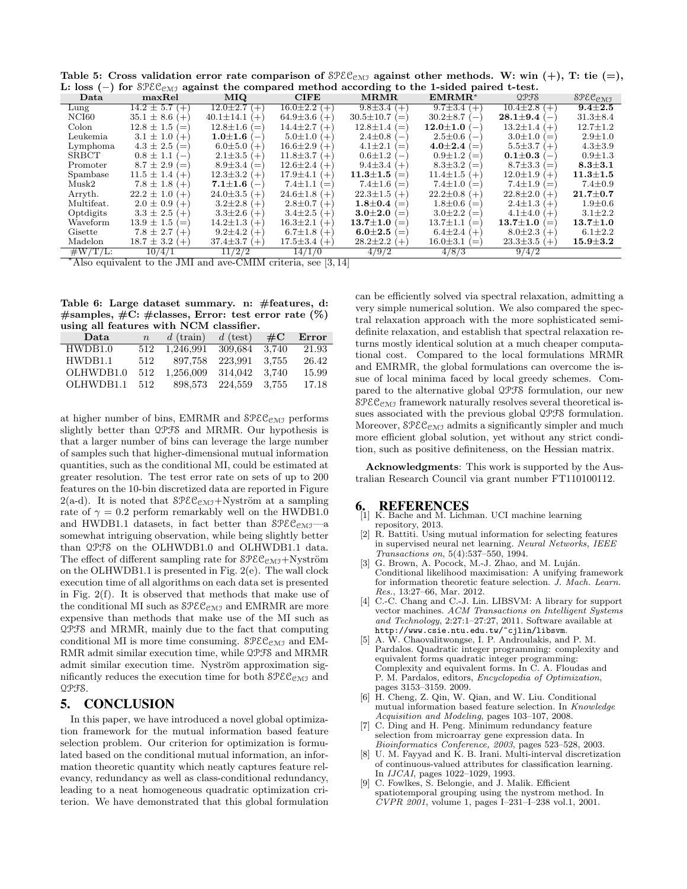**Table 5: Cross validation error rate comparison of $\mathcal{SPEC}_{\mathcal{CMI}}$ against other methods. W: win (+), T: tie (=), L: loss (−) for $\mathcal{SPEC}_{\mathcal{CMI}}$ against the compared method according to the 1-sided paired t-test.**

| Data | maxRel | MIQ | CIFE | MRMR | EMRMR* | $\mathcal{QPFS}$ | $\mathcal{SPEC}_{\mathcal{CMI}}$ |
|---|---|---|---|---|---|---|---|
| Lung | 14.2 ± 5.7 (+) | 12.0±2.7 (+) | 16.0±2.2 (+) | 9.8±3.4 (+) | 9.7±3.4 (+) | 10.4±2.8 (+) | **9.4±2.5** |
| NCI60 | 35.1 ± 8.6 (+) | 40.1±14.1 (+) | 64.9±3.6 (+) | 30.5±10.7 (=) | 30.2±8.7 (−) | **28.1±9.4** (−) | 31.3±8.4 |
| Colon | 12.8 ± 1.5 (=) | 12.8±1.6 (=) | 14.4±2.7 (+) | 12.8±1.4 (=) | **12.0±1.0** (−) | 13.2±1.4 (+) | 12.7±1.2 |
| Leukemia | 3.1 ± 1.0 (+) | **1.0±1.6** (−) | 5.0±1.0 (+) | 2.4±0.8 (−) | 2.5±0.6 (−) | 3.0±1.0 (=) | 2.9±1.0 |
| Lymphoma | 4.3 ± 2.5 (=) | 6.0±5.0 (+) | 16.6±2.9 (+) | 4.1±2.1 (=) | **4.0±2.4** (=) | 5.5±3.7 (+) | 4.3±3.9 |
| SRBCT | 0.8 ± 1.1 (−) | 2.1±3.5 (+) | 11.8±3.7 (+) | 0.6±1.2 (−) | 0.9±1.2 (=) | **0.1±0.3** (−) | 0.9±1.3 |
| Promoter | 8.7 ± 2.9 (=) | 8.9±3.4 (=) | 12.6±2.4 (+) | 9.4±3.4 (+) | 8.3±3.2 (=) | 8.7±3.3 (=) | **8.3±3.1** |
| Spambase | 11.5 ± 1.4 (+) | 12.3±3.2 (+) | 17.9±4.1 (+) | **11.3±1.5** (=) | 11.4±1.5 (+) | 12.0±1.9 (+) | **11.3±1.5** |
| Musk2 | 7.8 ± 1.8 (+) | **7.1±1.6** (−) | 7.4±1.1 (=) | 7.4±1.6 (=) | 7.4±1.0 (=) | 7.4±1.9 (=) | 7.4±0.9 |
| Arryth. | 22.2 ± 1.0 (+) | 24.0±3.5 (+) | 24.6±1.8 (+) | 22.3±1.5 (+) | 22.2±0.8 (+) | 22.8±2.0 (+) | **21.7±0.7** |
| Multifeat. | 2.0 ± 0.9 (+) | 3.2±2.8 (+) | 2.8±0.7 (+) | **1.8±0.4** (=) | 1.8±0.6 (=) | 2.4±1.3 (+) | 1.9±0.6 |
| Optdigits | 3.3 ± 2.5 (+) | 3.3±2.6 (+) | 3.4±2.5 (+) | **3.0±2.0** (=) | 3.0±2.2 (=) | 4.1±4.0 (+) | 3.1±2.2 |
| Waveform | 13.9 ± 1.5 (=) | 14.2±1.3 (+) | 16.3±2.1 (+) | **13.7±1.0** (=) | 13.7±1.1 (=) | **13.7±1.0** (=) | **13.7±1.0** |
| Gisette | 7.8 ± 2.7 (+) | 9.2±4.2 (+) | 6.7±1.8 (+) | **6.0±2.5** (=) | 6.4±2.4 (+) | 8.0±2.3 (+) | 6.1±2.2 |
| Madelon | 18.7 ± 3.2 (+) | 37.4±3.7 (+) | 17.5±3.4 (+) | 28.2±2.2 (+) | 16.0±3.1 (=) | 23.3±3.5 (+) | **15.9±3.2** |
| #W/T/L: | 10/4/1 | 11/2/2 | 14/1/0 | 4/9/2 | 4/8/3 | 9/4/2 | |

*Also equivalent to the JMI and ave-CMIM criteria, see [3, 14]

**Table 6: Large dataset summary. n: #features, d: #samples, #C: #classes, Error: test error rate (%) using all features with NCM classifier.**

| Data | $n$ | $d$ (train) | $d$ (test) | #C | Error |
|---|---|---|---|---|---|
| HWDB1.0 | 512 | 1,246,991 | 309,684 | 3,740 | 21.93 |
| HWDB1.1 | 512 | 897,758 | 223,991 | 3,755 | 26.42 |
| OLHWDB1.0 | 512 | 1,256,009 | 314,042 | 3,740 | 15.99 |
| OLHWDB1.1 | 512 | 898,573 | 224,559 | 3,755 | 17.18 |

at higher number of bins, EMRMR and $\mathcal{SPEC}_{\mathcal{CMI}}$ performs slightly better than $\mathcal{QPFS}$ and MRMR. Our hypothesis is that a larger number of bins can leverage the large number of samples such that higher-dimensional mutual information quantities, such as the conditional MI, could be estimated at greater resolution. The test error rate on sets of up to 200 features on the 10-bin discretized data are reported in Figure 2(a-d). It is noted that $\mathcal{SPEC}_{\mathcal{CMI}}$+Nyström at a sampling rate of $\gamma = 0.2$ perform remarkably well on the HWDB1.0 and HWDB1.1 datasets, in fact better than $\mathcal{SPEC}_{\mathcal{CMI}}$—a somewhat intriguing observation, while being slightly better than $\mathcal{QPFS}$ on the OLHWDB1.0 and OLHWDB1.1 data. The effect of different sampling rate for $\mathcal{SPEC}_{\mathcal{CMI}}$+Nyström on the OLHWDB1.1 is presented in Fig. 2(e). The wall clock execution time of all algorithms on each data set is presented in Fig. 2(f). It is observed that methods that make use of the conditional MI such as $\mathcal{SPEC}_{\mathcal{CMI}}$ and EMRMR are more expensive than methods that make use of the MI such as $\mathcal{QPFS}$ and MRMR, mainly due to the fact that computing conditional MI is more time consuming. $\mathcal{SPEC}_{\mathcal{CMI}}$ and EMRMR admit similar execution time, while $\mathcal{QPFS}$ and MRMR admit similar execution time. Nyström approximation significantly reduces the execution time for both $\mathcal{SPEC}_{\mathcal{CMI}}$ and $\mathcal{QPFS}$.

## 5. CONCLUSION

In this paper, we have introduced a novel global optimization framework for the mutual information based feature selection problem. Our criterion for optimization is formulated based on the conditional mutual information, an information theoretic quantity which neatly captures feature relevancy, redundancy as well as class-conditional redundancy, leading to a neat homogeneous quadratic optimization criterion. We have demonstrated that this global formulation can be efficiently solved via spectral relaxation, admitting a very simple numerical solution. We also compared the spectral relaxation approach with the more sophisticated semidefinite relaxation, and establish that spectral relaxation returns mostly identical solution at a much cheaper computational cost. Compared to the local formulations MRMR and EMRMR, the global formulations can overcome the issue of local minima faced by local greedy schemes. Compared to the alternative global $\mathcal{QPFS}$ formulation, our new $\mathcal{SPEC}_{\mathcal{CMI}}$ framework naturally resolves several theoretical issues associated with the previous global $\mathcal{QPFS}$ formulation. Moreover, $\mathcal{SPEC}_{\mathcal{CMI}}$ admits a significantly simpler and much more efficient global solution, yet without any strict condition, such as positive definiteness, on the Hessian matrix.

**Acknowledgments**: This work is supported by the Australian Research Council via grant number FT110100112.

## 6. REFERENCES

[1] K. Bache and M. Lichman. UCI machine learning repository, 2013.

[2] R. Battiti. Using mutual information for selecting features in supervised neural net learning. *Neural Networks, IEEE Transactions on*, 5(4):537–550, 1994.

[3] G. Brown, A. Pocock, M.-J. Zhao, and M. Luján. Conditional likelihood maximisation: A unifying framework for information theoretic feature selection. *J. Mach. Learn. Res.*, 13:27–66, Mar. 2012.

[4] C.-C. Chang and C.-J. Lin. LIBSVM: A library for support vector machines. *ACM Transactions on Intelligent Systems and Technology*, 2:27:1–27:27, 2011. Software available at http://www.csie.ntu.edu.tw/~cjlin/libsvm.

[5] A. W. Chaovalitwongse, I. P. Androulakis, and P. M. Pardalos. Quadratic integer programming: complexity and equivalent forms quadratic integer programming: Complexity and equivalent forms. In C. A. Floudas and P. M. Pardalos, editors, *Encyclopedia of Optimization*, pages 3153–3159. 2009.

[6] H. Cheng, Z. Qin, W. Qian, and W. Liu. Conditional mutual information based feature selection. In *Knowledge Acquisition and Modeling*, pages 103–107, 2008.

[7] C. Ding and H. Peng. Minimum redundancy feature selection from microarray gene expression data. In *Bioinformatics Conference, 2003*, pages 523–528, 2003.

[8] U. M. Fayyad and K. B. Irani. Multi-interval discretization of continuous-valued attributes for classification learning. In *IJCAI*, pages 1022–1029, 1993.

[9] C. Fowlkes, S. Belongie, and J. Malik. Efficient spatiotemporal grouping using the nystrom method. In *CVPR 2001*, volume 1, pages I–231–I–238 vol.1, 2001.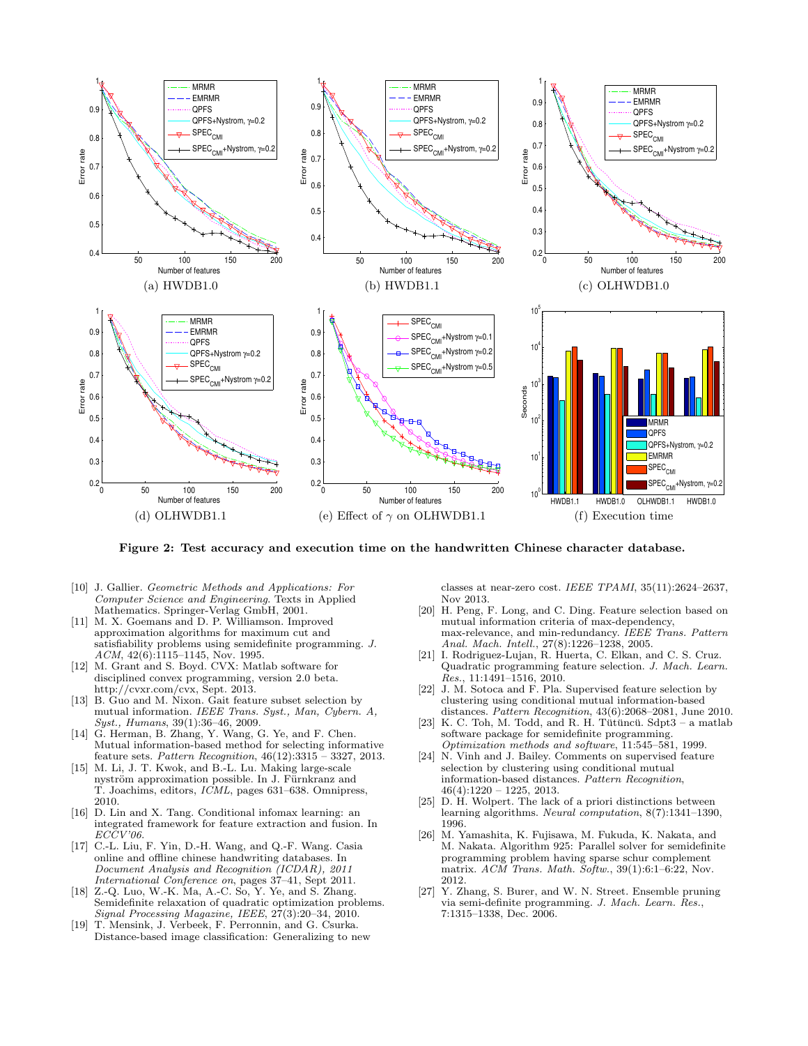MRMR
EMRMR
QPFS
QPFS+Nystrom, γ=0.2
$SPEC_{CMI}$
$SPEC_{CMI}$+Nystrom, γ=0.2

Error rate
Number of features

(a) HWDB1.0

(b) HWDB1.1

(c) OLHWDB1.0

(d) OLHWDB1.1

$SPEC_{CMI}$
$SPEC_{CMI}$+Nystrom γ=0.1
$SPEC_{CMI}$+Nystrom γ=0.2
$SPEC_{CMI}$+Nystrom γ=0.5

(e) Effect of $\gamma$ on OLHWDB1.1

Seconds
MRMR
QPFS
QPFS+Nystrom, γ=0.2
EMRMR
$SPEC_{CMI}$
$SPEC_{CMI}$+Nystrom, γ=0.2
HWDB1.1 HWDB1.0 OLHWDB1.1 HWDB1.0

(f) Execution time

**Figure 2: Test accuracy and execution time on the handwritten Chinese character database.**

[10] J. Gallier. *Geometric Methods and Applications: For Computer Science and Engineering*. Texts in Applied Mathematics. Springer-Verlag GmbH, 2001.

[11] M. X. Goemans and D. P. Williamson. Improved approximation algorithms for maximum cut and satisfiability problems using semidefinite programming. *J. ACM*, 42(6):1115–1145, Nov. 1995.

[12] M. Grant and S. Boyd. CVX: Matlab software for disciplined convex programming, version 2.0 beta. http://cvxr.com/cvx, Sept. 2013.

[13] B. Guo and M. Nixon. Gait feature subset selection by mutual information. *IEEE Trans. Syst., Man, Cybern. A, Syst., Humans*, 39(1):36–46, 2009.

[14] G. Herman, B. Zhang, Y. Wang, G. Ye, and F. Chen. Mutual information-based method for selecting informative feature sets. *Pattern Recognition*, 46(12):3315 – 3327, 2013.

[15] M. Li, J. T. Kwok, and B.-L. Lu. Making large-scale nyström approximation possible. In J. Fürnkranz and T. Joachims, editors, *ICML*, pages 631–638. Omnipress, 2010.

[16] D. Lin and X. Tang. Conditional infomax learning: an integrated framework for feature extraction and fusion. In *ECCV'06*.

[17] C.-L. Liu, F. Yin, D.-H. Wang, and Q.-F. Wang. Casia online and offline chinese handwriting databases. In *Document Analysis and Recognition (ICDAR), 2011 International Conference on*, pages 37–41, Sept 2011.

[18] Z.-Q. Luo, W.-K. Ma, A.-C. So, Y. Ye, and S. Zhang. Semidefinite relaxation of quadratic optimization problems. *Signal Processing Magazine, IEEE*, 27(3):20–34, 2010.

[19] T. Mensink, J. Verbeek, F. Perronnin, and G. Csurka. Distance-based image classification: Generalizing to new classes at near-zero cost. *IEEE TPAMI*, 35(11):2624–2637, Nov 2013.

[20] H. Peng, F. Long, and C. Ding. Feature selection based on mutual information criteria of max-dependency, max-relevance, and min-redundancy. *IEEE Trans. Pattern Anal. Mach. Intell.*, 27(8):1226–1238, 2005.

[21] I. Rodriguez-Lujan, R. Huerta, C. Elkan, and C. S. Cruz. Quadratic programming feature selection. *J. Mach. Learn. Res.*, 11:1491–1516, 2010.

[22] J. M. Sotoca and F. Pla. Supervised feature selection by clustering using conditional mutual information-based distances. *Pattern Recognition*, 43(6):2068–2081, June 2010.

[23] K. C. Toh, M. Todd, and R. H. Tütüncü. Sdpt3 – a matlab software package for semidefinite programming. *Optimization methods and software*, 11:545–581, 1999.

[24] N. Vinh and J. Bailey. Comments on supervised feature selection by clustering using conditional mutual information-based distances. *Pattern Recognition*, 46(4):1220 – 1225, 2013.

[25] D. H. Wolpert. The lack of a priori distinctions between learning algorithms. *Neural computation*, 8(7):1341–1390, 1996.

[26] M. Yamashita, K. Fujisawa, M. Fukuda, K. Nakata, and M. Nakata. Algorithm 925: Parallel solver for semidefinite programming problem having sparse schur complement matrix. *ACM Trans. Math. Softw.*, 39(1):6:1–6:22, Nov. 2012.

[27] Y. Zhang, S. Burer, and W. N. Street. Ensemble pruning via semi-definite programming. *J. Mach. Learn. Res.*, 7:1315–1338, Dec. 2006.